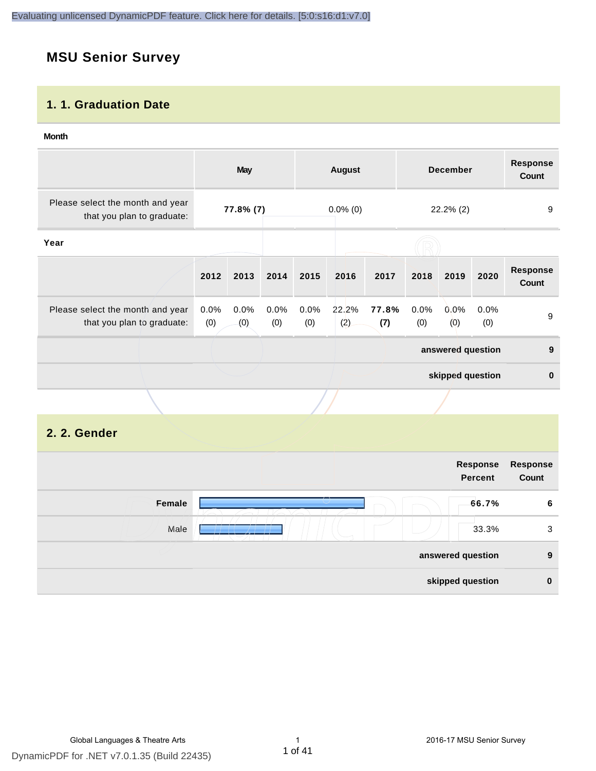# MSU Senior Survey

## 1. 1. Graduation Date

**Month**

| | May | August | December | Response Count |
|---|---|---|---|---|
| Please select the month and year that you plan to graduate: | **77.8% (7)** | 0.0% (0) | 22.2% (2) | 9 |

**Year**

| | 2012 | 2013 | 2014 | 2015 | 2016 | 2017 | 2018 | 2019 | 2020 | Response Count |
|---|---|---|---|---|---|---|---|---|---|---|
| Please select the month and year that you plan to graduate: | 0.0% (0) | 0.0% (0) | 0.0% (0) | 0.0% (0) | 22.2% (2) | **77.8% (7)** | 0.0% (0) | 0.0% (0) | 0.0% (0) | 9 |
| | | | | | | | | | **answered question** | **9** |
| | | | | | | | | | **skipped question** | **0** |

## 2. 2. Gender

| | Response Percent | Response Count |
|---|---|---|
| **Female** | **66.7%** | **6** |
| Male | 33.3% | 3 |
| | **answered question** | **9** |
| | **skipped question** | **0** |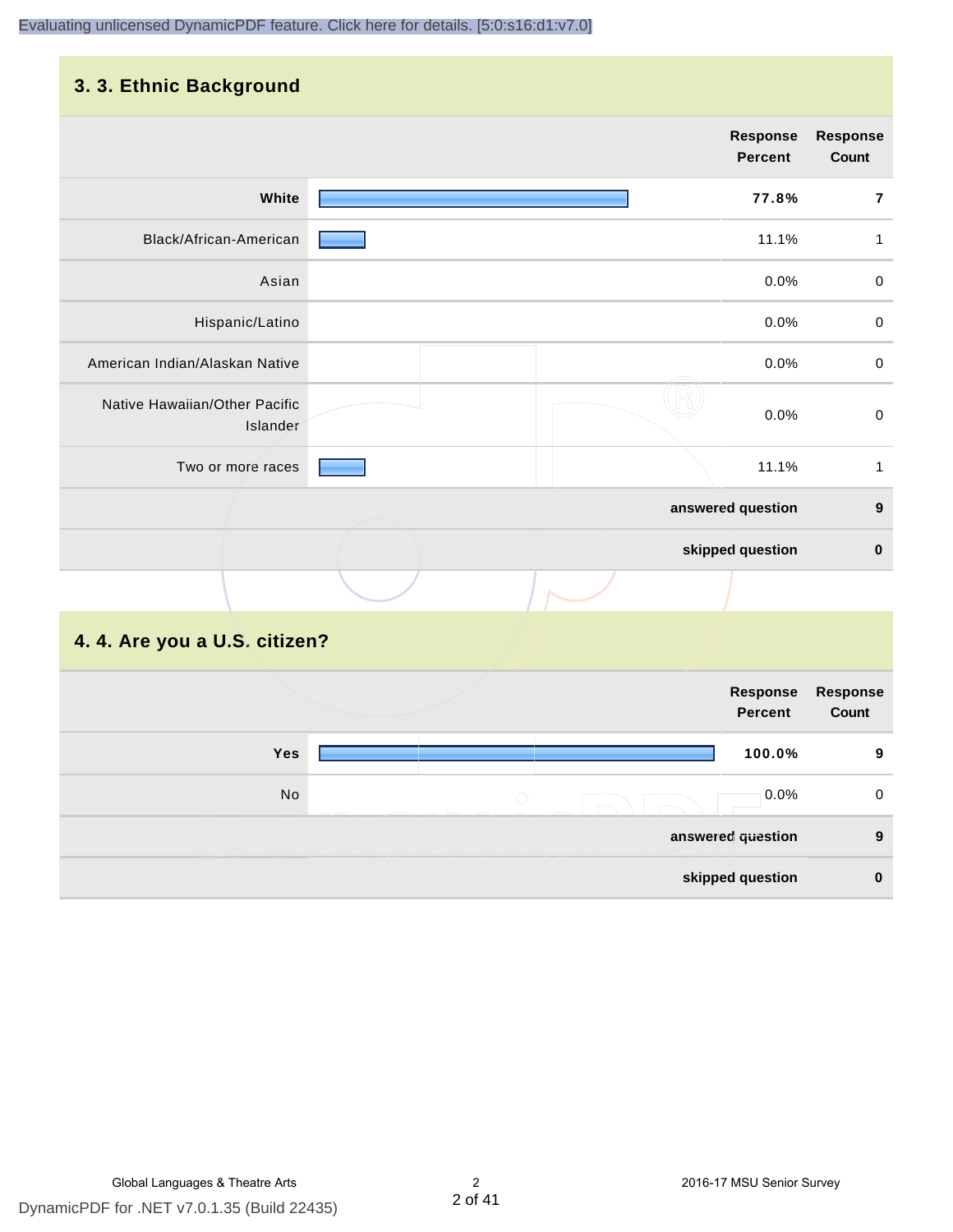## 3. 3. Ethnic Background

| | Response Percent | Response Count |
|---|---|---|
| **White** | **77.8%** | **7** |
| Black/African-American | 11.1% | 1 |
| Asian | 0.0% | 0 |
| Hispanic/Latino | 0.0% | 0 |
| American Indian/Alaskan Native | 0.0% | 0 |
| Native Hawaiian/Other Pacific Islander | 0.0% | 0 |
| Two or more races | 11.1% | 1 |
| | **answered question** | **9** |
| | **skipped question** | **0** |

## 4. 4. Are you a U.S. citizen?

| | Response Percent | Response Count |
|---|---|---|
| **Yes** | **100.0%** | **9** |
| No | 0.0% | 0 |
| | **answered question** | **9** |
| | **skipped question** | **0** |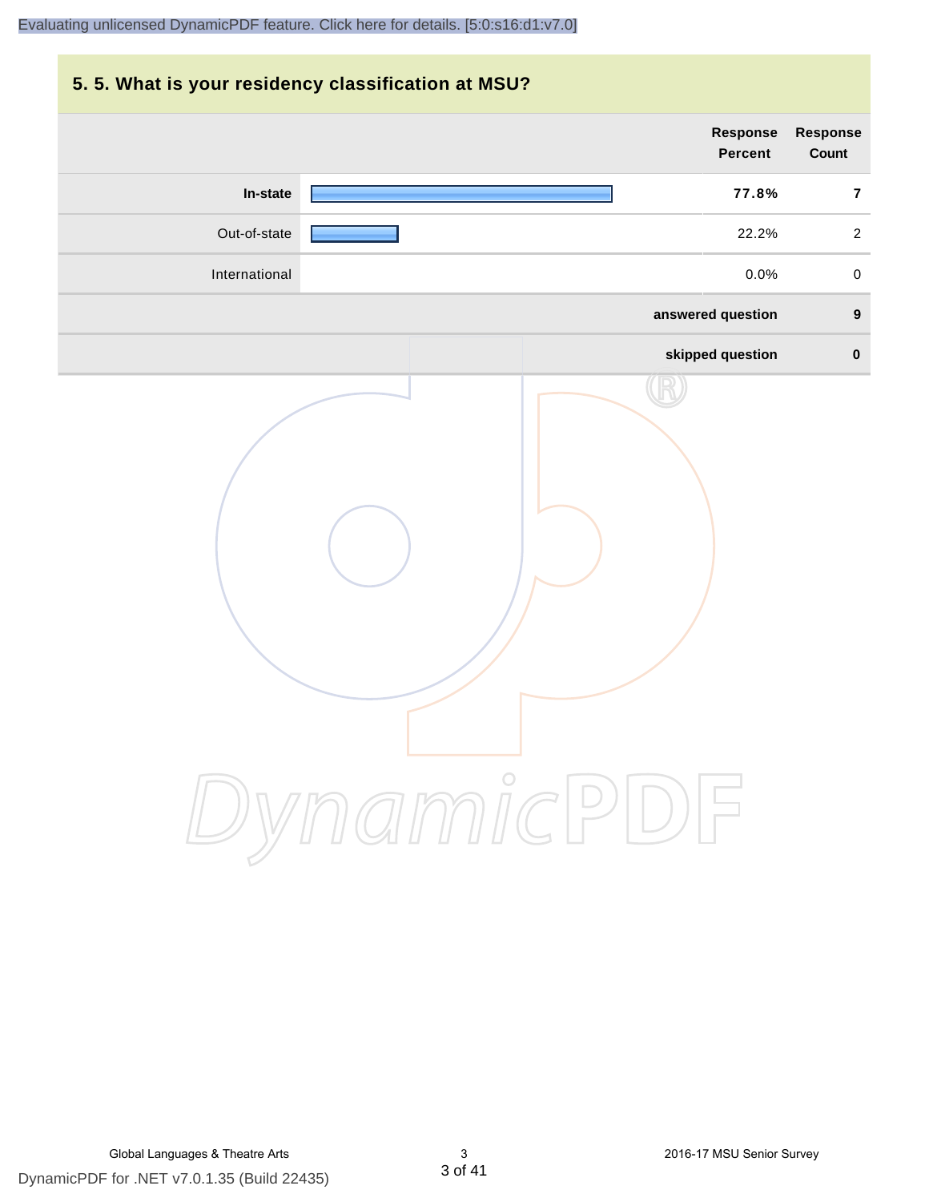## 5. 5. What is your residency classification at MSU?

| | Response Percent | Response Count |
|---|---|---|
| **In-state** | **77.8%** | **7** |
| Out-of-state | 22.2% | 2 |
| International | 0.0% | 0 |
| | **answered question** | **9** |
| | **skipped question** | **0** |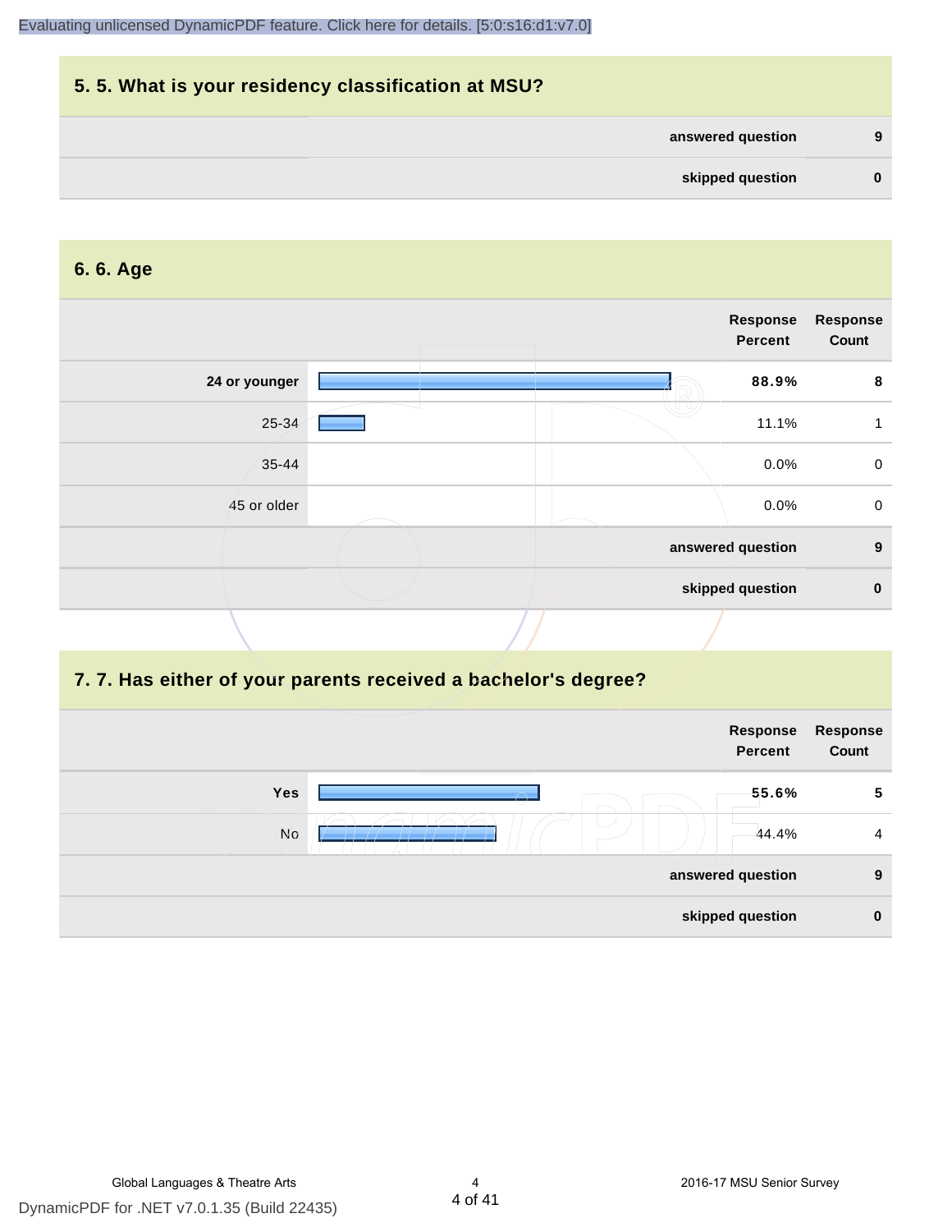## 5. 5. What is your residency classification at MSU?

| | |
|---|---|
| answered question | 9 |
| skipped question | 0 |

## 6. 6. Age

| | Response Percent | Response Count |
|---|---|---|
| 24 or younger | 88.9% | 8 |
| 25-34 | 11.1% | 1 |
| 35-44 | 0.0% | 0 |
| 45 or older | 0.0% | 0 |
| answered question | | 9 |
| skipped question | | 0 |

## 7. 7. Has either of your parents received a bachelor's degree?

| | Response Percent | Response Count |
|---|---|---|
| Yes | 55.6% | 5 |
| No | 44.4% | 4 |
| answered question | | 9 |
| skipped question | | 0 |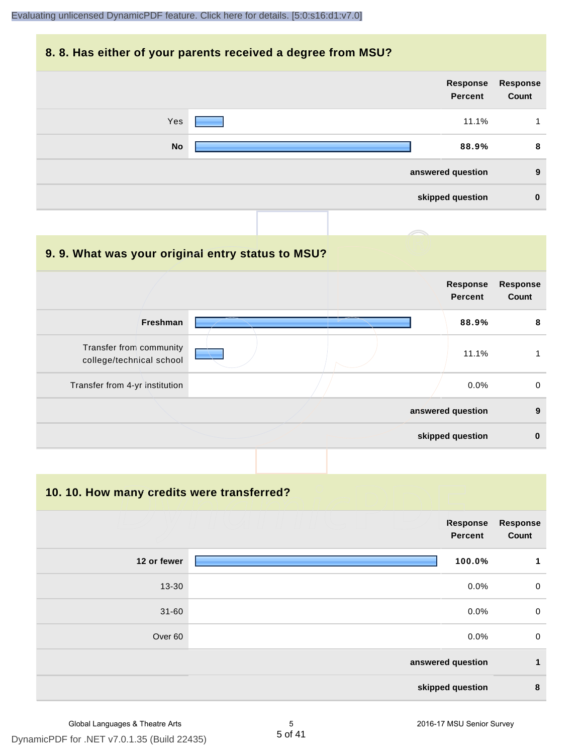## 8. 8. Has either of your parents received a degree from MSU?

| | Response Percent | Response Count |
|---|---|---|
| Yes | 11.1% | 1 |
| **No** | **88.9%** | **8** |
| | **answered question** | **9** |
| | **skipped question** | **0** |

## 9. 9. What was your original entry status to MSU?

| | Response Percent | Response Count |
|---|---|---|
| **Freshman** | **88.9%** | **8** |
| Transfer from community college/technical school | 11.1% | 1 |
| Transfer from 4-yr institution | 0.0% | 0 |
| | **answered question** | **9** |
| | **skipped question** | **0** |

## 10. 10. How many credits were transferred?

| | Response Percent | Response Count |
|---|---|---|
| **12 or fewer** | **100.0%** | **1** |
| 13-30 | 0.0% | 0 |
| 31-60 | 0.0% | 0 |
| Over 60 | 0.0% | 0 |
| | **answered question** | **1** |
| | **skipped question** | **8** |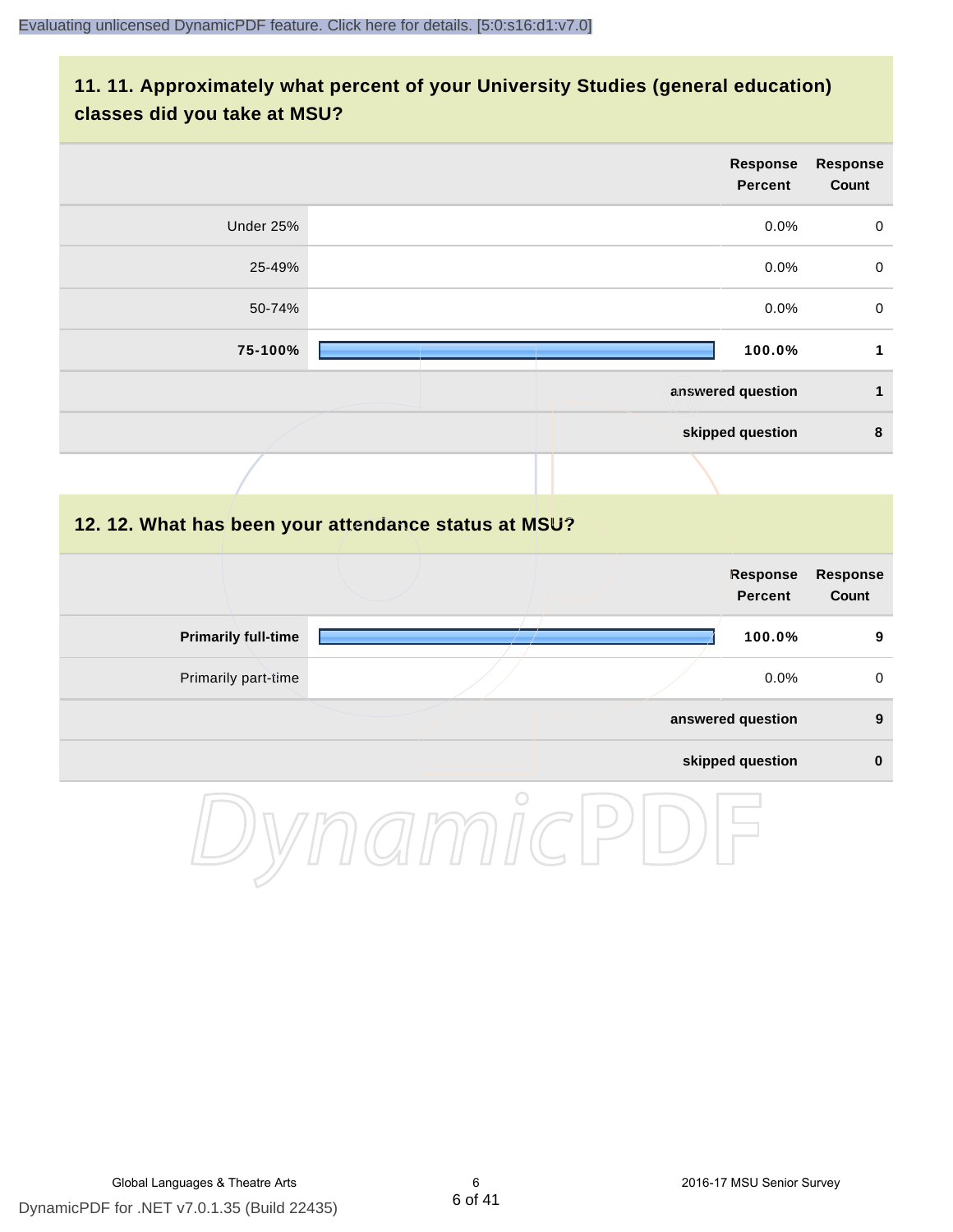## 11. 11. Approximately what percent of your University Studies (general education) classes did you take at MSU?

| | Response Percent | Response Count |
|---|---|---|
| Under 25% | 0.0% | 0 |
| 25-49% | 0.0% | 0 |
| 50-74% | 0.0% | 0 |
| **75-100%** | **100.0%** | **1** |
| | **answered question** | **1** |
| | **skipped question** | **8** |

## 12. 12. What has been your attendance status at MSU?

| | Response Percent | Response Count |
|---|---|---|
| **Primarily full-time** | **100.0%** | **9** |
| Primarily part-time | 0.0% | 0 |
| | **answered question** | **9** |
| | **skipped question** | **0** |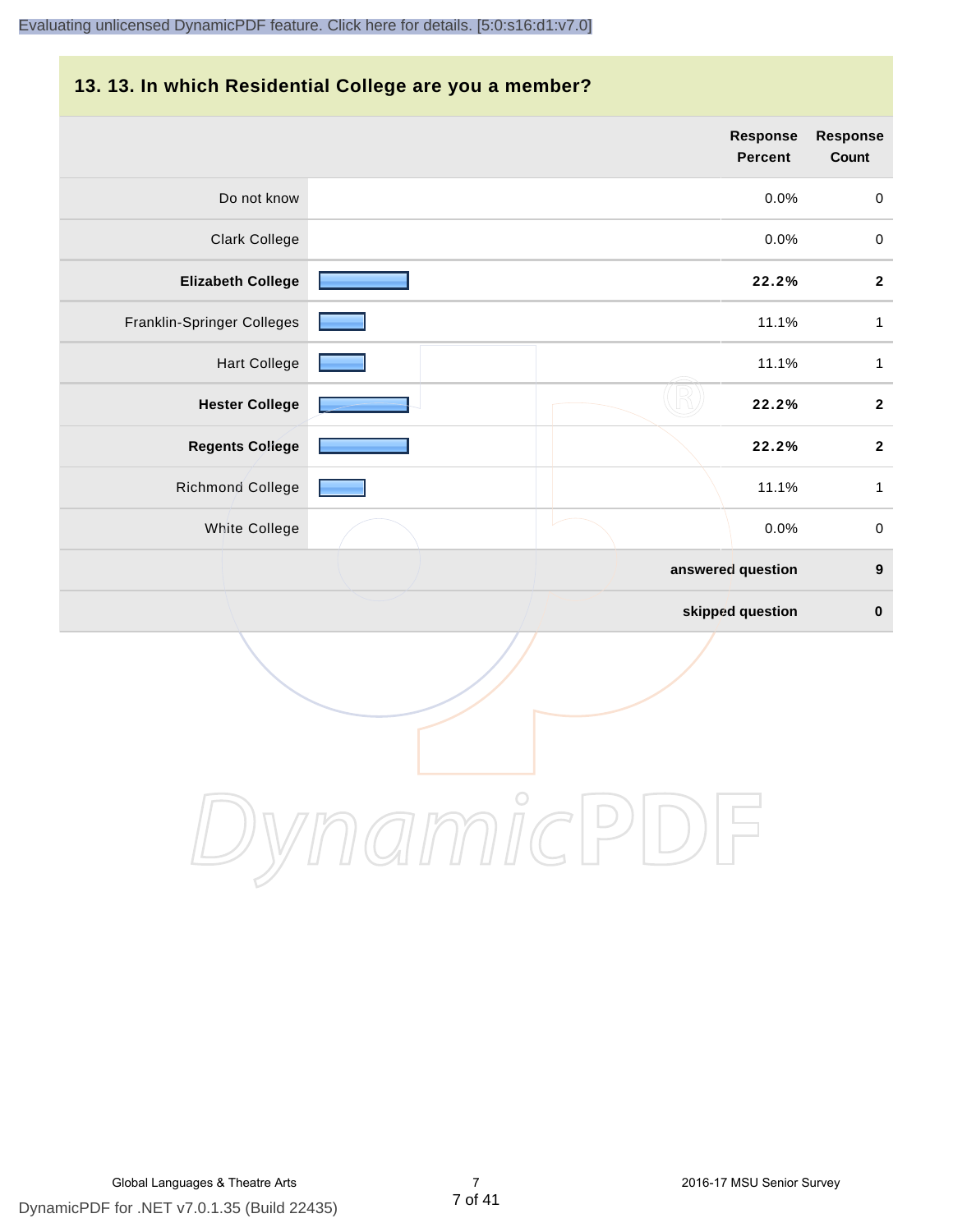## 13. 13. In which Residential College are you a member?

| | Response Percent | Response Count |
|---|---|---|
| Do not know | 0.0% | 0 |
| Clark College | 0.0% | 0 |
| **Elizabeth College** | **22.2%** | **2** |
| Franklin-Springer Colleges | 11.1% | 1 |
| Hart College | 11.1% | 1 |
| **Hester College** | **22.2%** | **2** |
| **Regents College** | **22.2%** | **2** |
| Richmond College | 11.1% | 1 |
| White College | 0.0% | 0 |
| | **answered question** | **9** |
| | **skipped question** | **0** |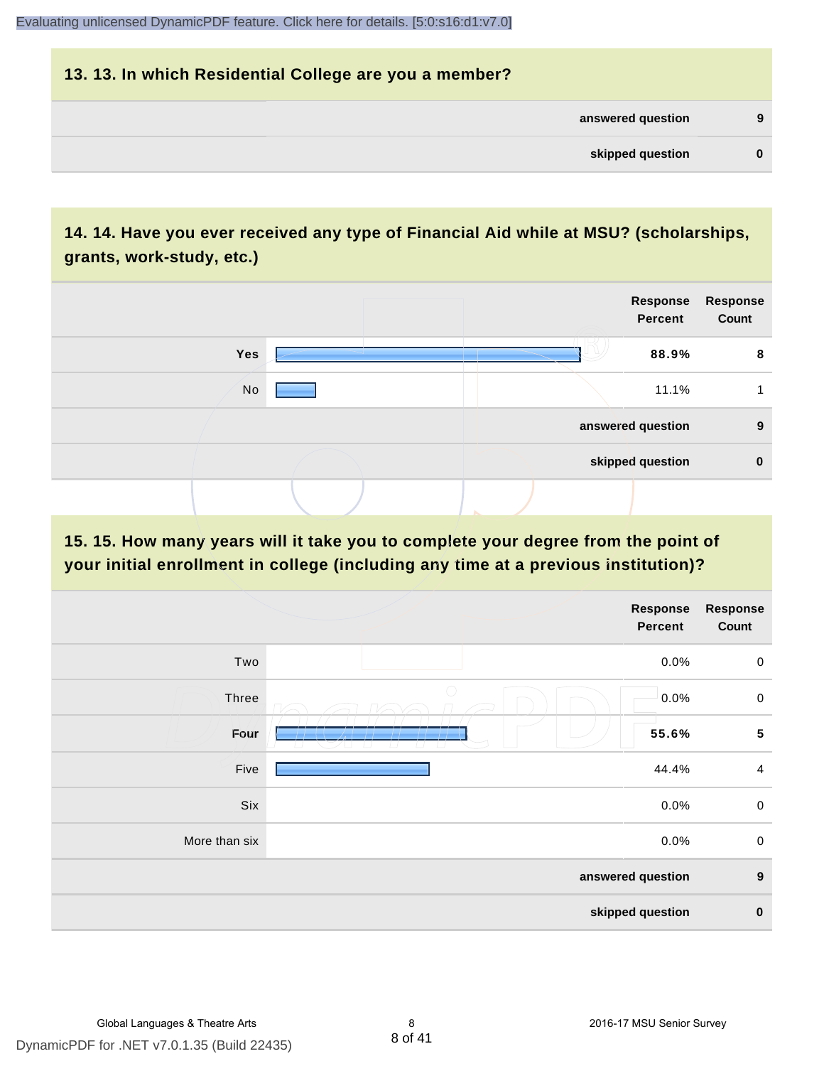## 13. 13. In which Residential College are you a member?

| | |
|---|---|
| answered question | 9 |
| skipped question | 0 |

## 14. 14. Have you ever received any type of Financial Aid while at MSU? (scholarships, grants, work-study, etc.)

| | Response Percent | Response Count |
|---|---|---|
| **Yes** | **88.9%** | **8** |
| No | 11.1% | 1 |
| answered question | | 9 |
| skipped question | | 0 |

## 15. 15. How many years will it take you to complete your degree from the point of your initial enrollment in college (including any time at a previous institution)?

| | Response Percent | Response Count |
|---|---|---|
| Two | 0.0% | 0 |
| Three | 0.0% | 0 |
| **Four** | **55.6%** | **5** |
| Five | 44.4% | 4 |
| Six | 0.0% | 0 |
| More than six | 0.0% | 0 |
| answered question | | 9 |
| skipped question | | 0 |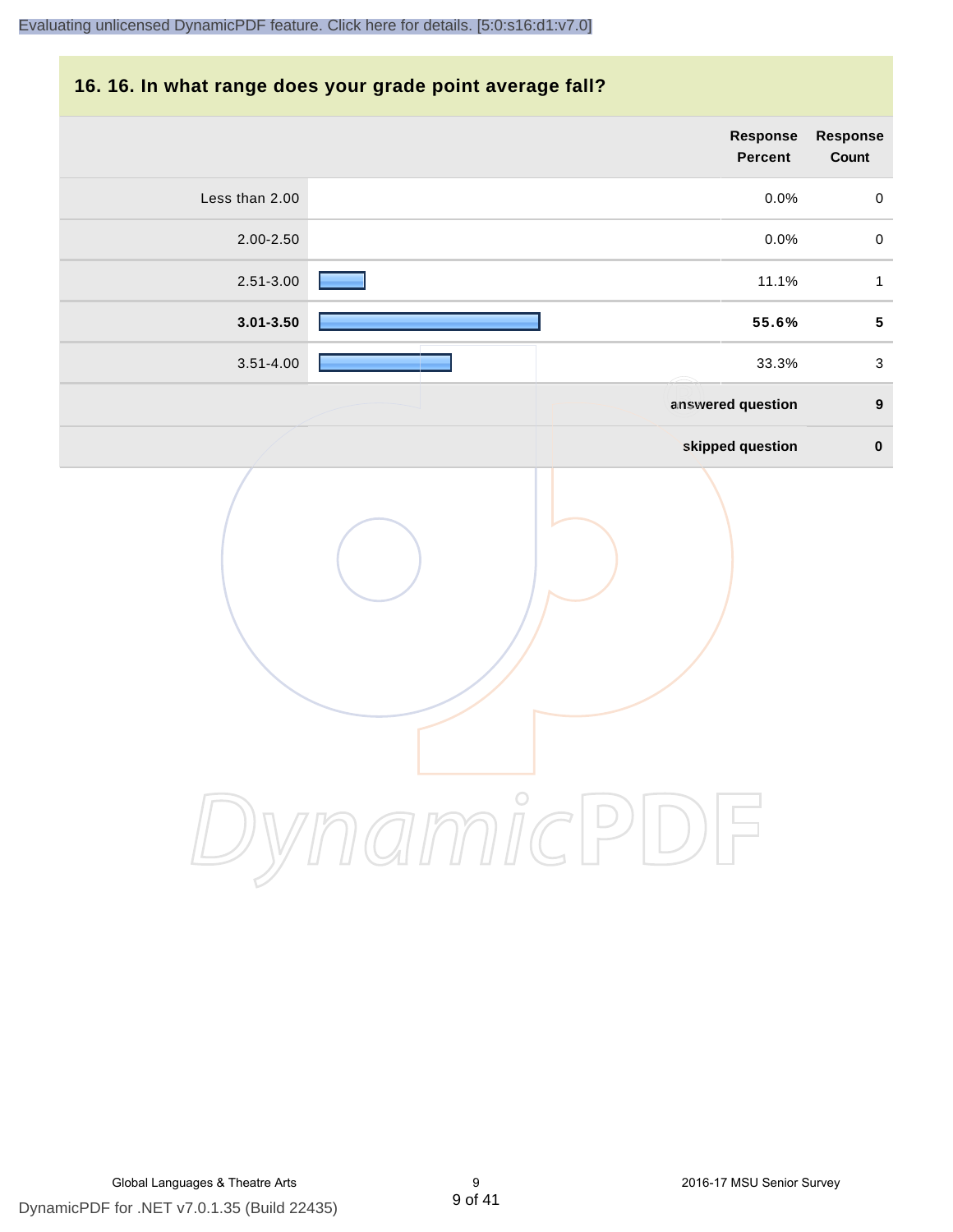## 16. 16. In what range does your grade point average fall?

| | Response Percent | Response Count |
|---|---|---|
| Less than 2.00 | 0.0% | 0 |
| 2.00-2.50 | 0.0% | 0 |
| 2.51-3.00 | 11.1% | 1 |
| **3.01-3.50** | **55.6%** | **5** |
| 3.51-4.00 | 33.3% | 3 |
| | **answered question** | **9** |
| | **skipped question** | **0** |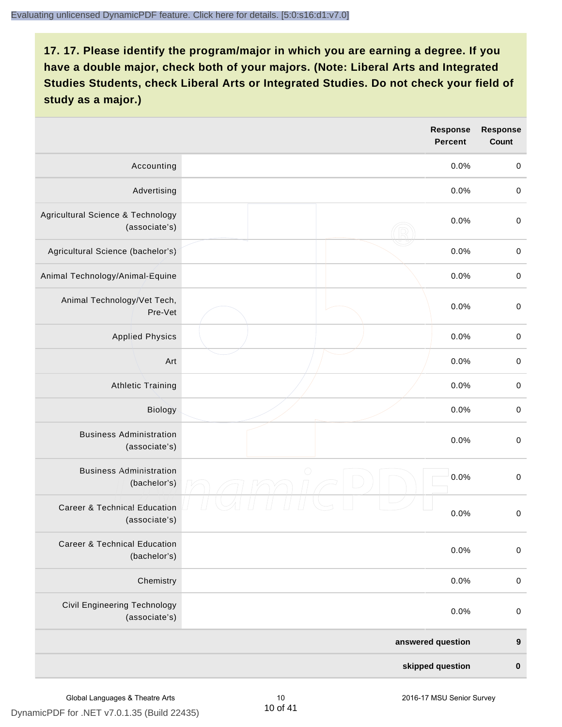## 17. 17. Please identify the program/major in which you are earning a degree. If you have a double major, check both of your majors. (Note: Liberal Arts and Integrated Studies Students, check Liberal Arts or Integrated Studies. Do not check your field of study as a major.)

| | Response Percent | Response Count |
|---|---|---|
| Accounting | 0.0% | 0 |
| Advertising | 0.0% | 0 |
| Agricultural Science & Technology (associate's) | 0.0% | 0 |
| Agricultural Science (bachelor's) | 0.0% | 0 |
| Animal Technology/Animal-Equine | 0.0% | 0 |
| Animal Technology/Vet Tech, Pre-Vet | 0.0% | 0 |
| Applied Physics | 0.0% | 0 |
| Art | 0.0% | 0 |
| Athletic Training | 0.0% | 0 |
| Biology | 0.0% | 0 |
| Business Administration (associate's) | 0.0% | 0 |
| Business Administration (bachelor's) | 0.0% | 0 |
| Career & Technical Education (associate's) | 0.0% | 0 |
| Career & Technical Education (bachelor's) | 0.0% | 0 |
| Chemistry | 0.0% | 0 |
| Civil Engineering Technology (associate's) | 0.0% | 0 |
| **answered question** | | **9** |
| **skipped question** | | **0** |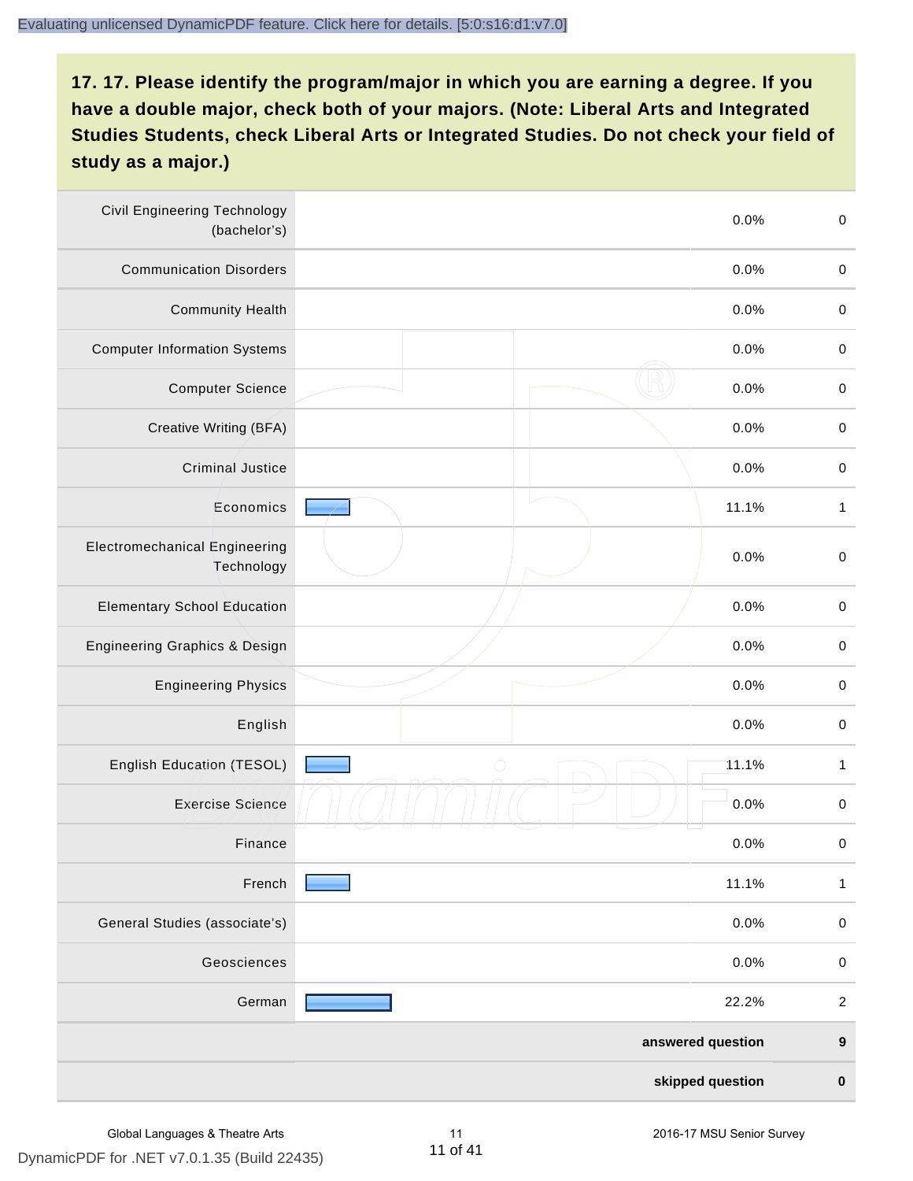## 17. 17. Please identify the program/major in which you are earning a degree. If you have a double major, check both of your majors. (Note: Liberal Arts and Integrated Studies Students, check Liberal Arts or Integrated Studies. Do not check your field of study as a major.)

| Program/Major | Percent | Count |
|---|---|---|
| Civil Engineering Technology (bachelor's) | 0.0% | 0 |
| Communication Disorders | 0.0% | 0 |
| Community Health | 0.0% | 0 |
| Computer Information Systems | 0.0% | 0 |
| Computer Science | 0.0% | 0 |
| Creative Writing (BFA) | 0.0% | 0 |
| Criminal Justice | 0.0% | 0 |
| Economics | 11.1% | 1 |
| Electromechanical Engineering Technology | 0.0% | 0 |
| Elementary School Education | 0.0% | 0 |
| Engineering Graphics & Design | 0.0% | 0 |
| Engineering Physics | 0.0% | 0 |
| English | 0.0% | 0 |
| English Education (TESOL) | 11.1% | 1 |
| Exercise Science | 0.0% | 0 |
| Finance | 0.0% | 0 |
| French | 11.1% | 1 |
| General Studies (associate's) | 0.0% | 0 |
| Geosciences | 0.0% | 0 |
| German | 22.2% | 2 |
| **answered question** | | **9** |
| **skipped question** | | **0** |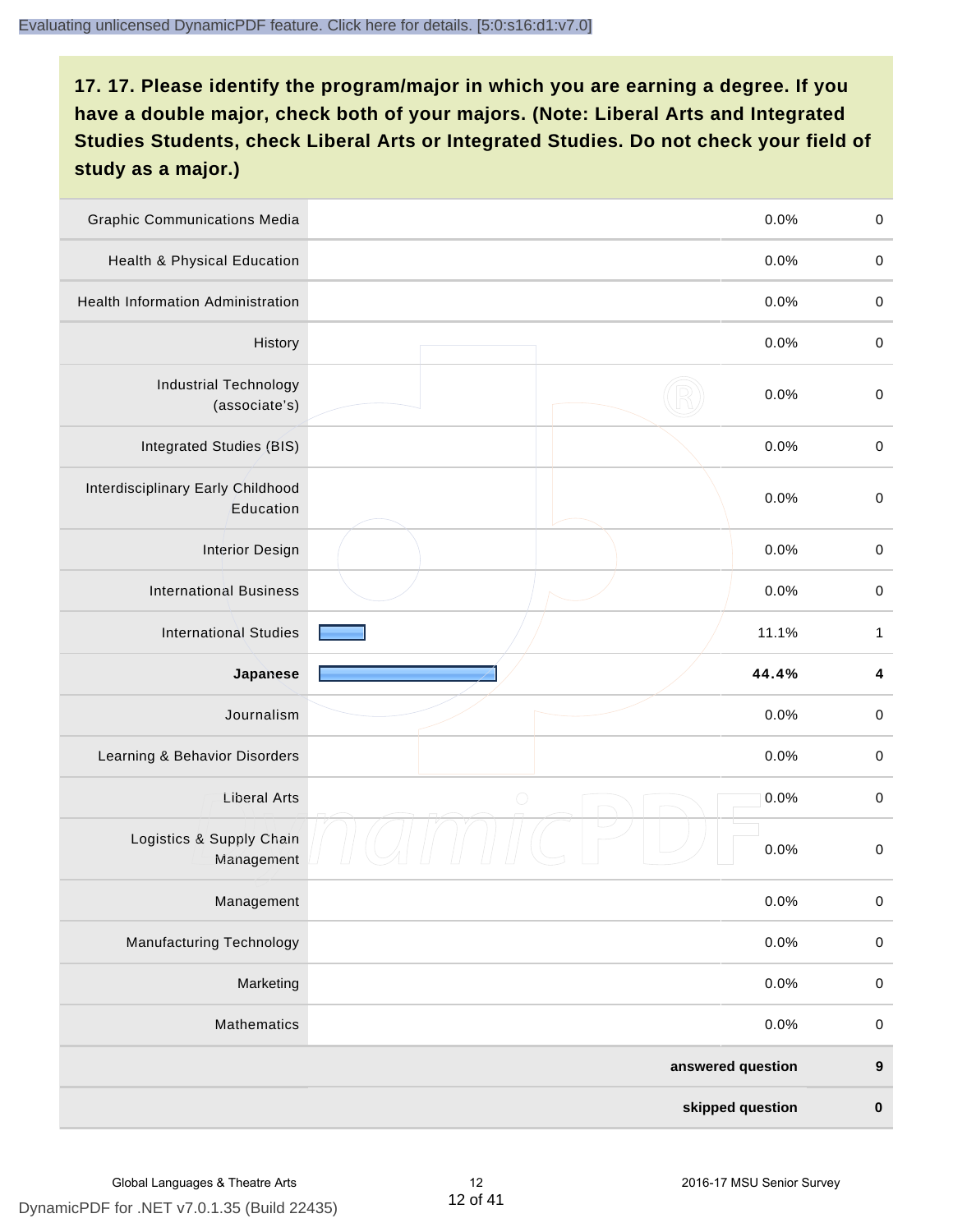## 17. 17. Please identify the program/major in which you are earning a degree. If you have a double major, check both of your majors. (Note: Liberal Arts and Integrated Studies Students, check Liberal Arts or Integrated Studies. Do not check your field of study as a major.)

| Program/Major | Percent | Count |
|---|---|---|
| Graphic Communications Media | 0.0% | 0 |
| Health & Physical Education | 0.0% | 0 |
| Health Information Administration | 0.0% | 0 |
| History | 0.0% | 0 |
| Industrial Technology (associate's) | 0.0% | 0 |
| Integrated Studies (BIS) | 0.0% | 0 |
| Interdisciplinary Early Childhood Education | 0.0% | 0 |
| Interior Design | 0.0% | 0 |
| International Business | 0.0% | 0 |
| International Studies | 11.1% | 1 |
| **Japanese** | **44.4%** | **4** |
| Journalism | 0.0% | 0 |
| Learning & Behavior Disorders | 0.0% | 0 |
| Liberal Arts | 0.0% | 0 |
| Logistics & Supply Chain Management | 0.0% | 0 |
| Management | 0.0% | 0 |
| Manufacturing Technology | 0.0% | 0 |
| Marketing | 0.0% | 0 |
| Mathematics | 0.0% | 0 |
| **answered question** | | **9** |
| **skipped question** | | **0** |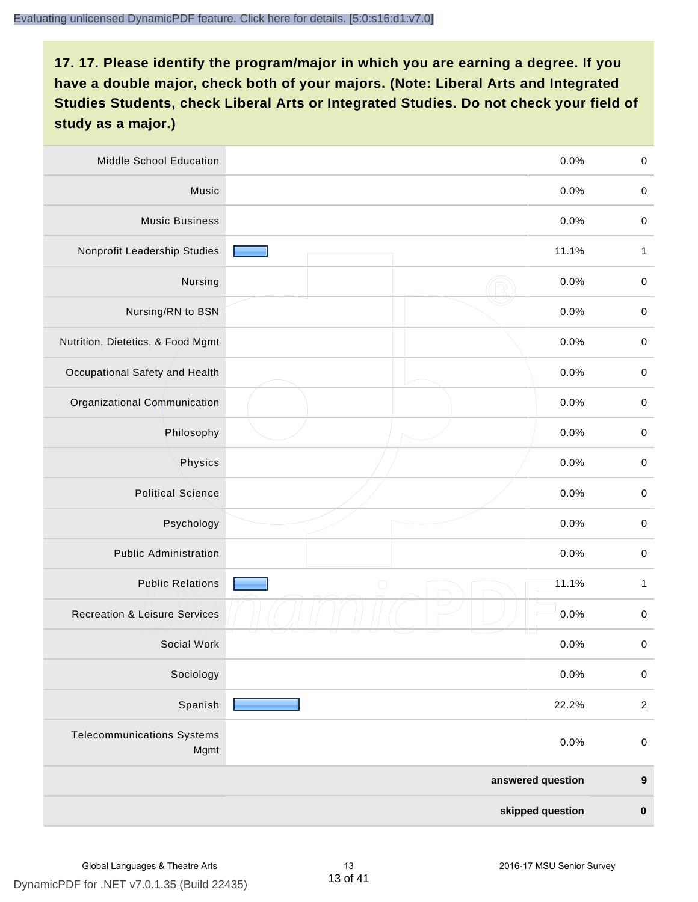**17. 17. Please identify the program/major in which you are earning a degree. If you have a double major, check both of your majors. (Note: Liberal Arts and Integrated Studies Students, check Liberal Arts or Integrated Studies. Do not check your field of study as a major.)**

| Program/Major | Percent | Count |
|---|---|---|
| Middle School Education | 0.0% | 0 |
| Music | 0.0% | 0 |
| Music Business | 0.0% | 0 |
| Nonprofit Leadership Studies | 11.1% | 1 |
| Nursing | 0.0% | 0 |
| Nursing/RN to BSN | 0.0% | 0 |
| Nutrition, Dietetics, & Food Mgmt | 0.0% | 0 |
| Occupational Safety and Health | 0.0% | 0 |
| Organizational Communication | 0.0% | 0 |
| Philosophy | 0.0% | 0 |
| Physics | 0.0% | 0 |
| Political Science | 0.0% | 0 |
| Psychology | 0.0% | 0 |
| Public Administration | 0.0% | 0 |
| Public Relations | 11.1% | 1 |
| Recreation & Leisure Services | 0.0% | 0 |
| Social Work | 0.0% | 0 |
| Sociology | 0.0% | 0 |
| Spanish | 22.2% | 2 |
| Telecommunications Systems Mgmt | 0.0% | 0 |
| **answered question** | | **9** |
| **skipped question** | | **0** |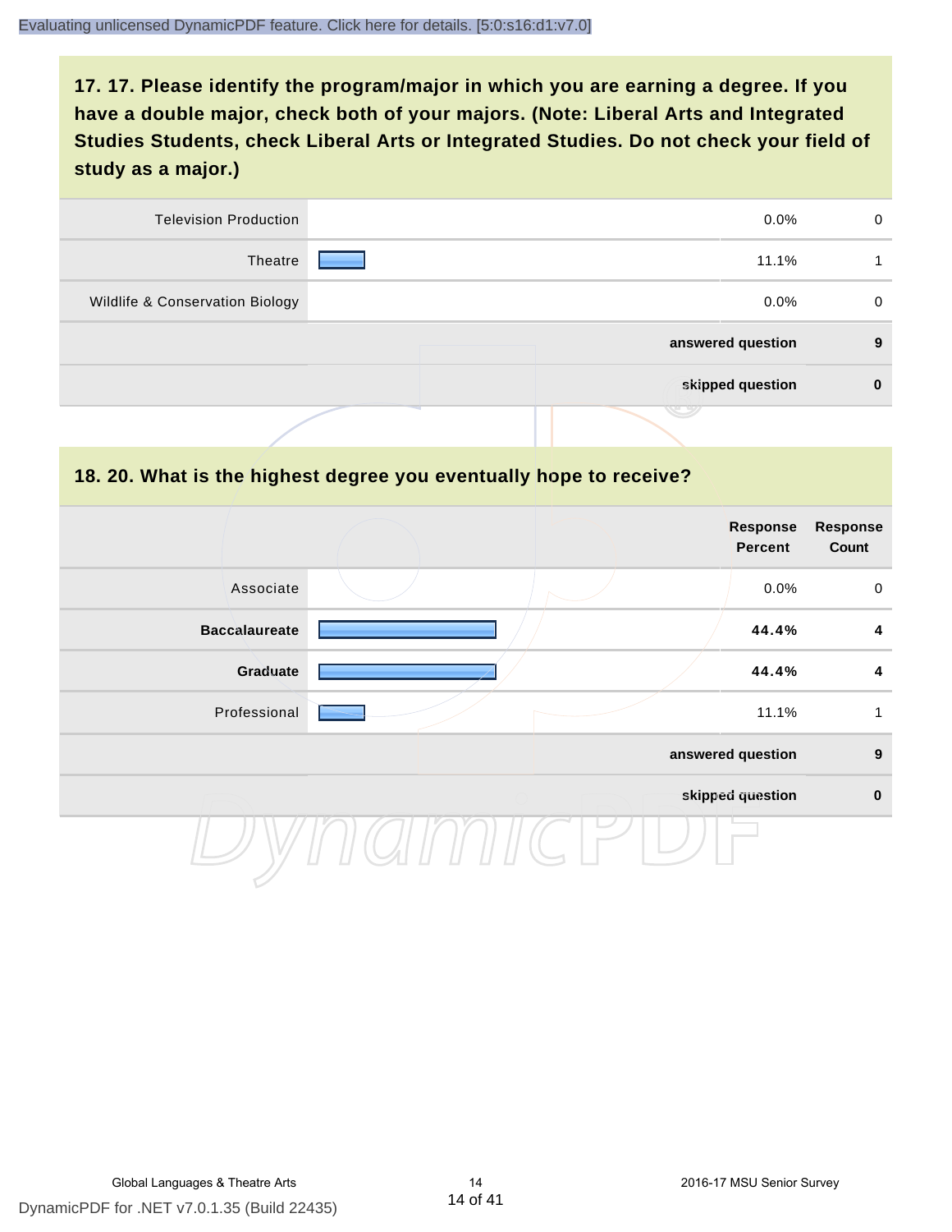## 17. 17. Please identify the program/major in which you are earning a degree. If you have a double major, check both of your majors. (Note: Liberal Arts and Integrated Studies Students, check Liberal Arts or Integrated Studies. Do not check your field of study as a major.)

| | Response Percent | Response Count |
|---|---|---|
| Television Production | 0.0% | 0 |
| Theatre | 11.1% | 1 |
| Wildlife & Conservation Biology | 0.0% | 0 |
| | **answered question** | **9** |
| | **skipped question** | **0** |

## 18. 20. What is the highest degree you eventually hope to receive?

| | Response Percent | Response Count |
|---|---|---|
| Associate | 0.0% | 0 |
| **Baccalaureate** | **44.4%** | **4** |
| **Graduate** | **44.4%** | **4** |
| Professional | 11.1% | 1 |
| | **answered question** | **9** |
| | **skipped question** | **0** |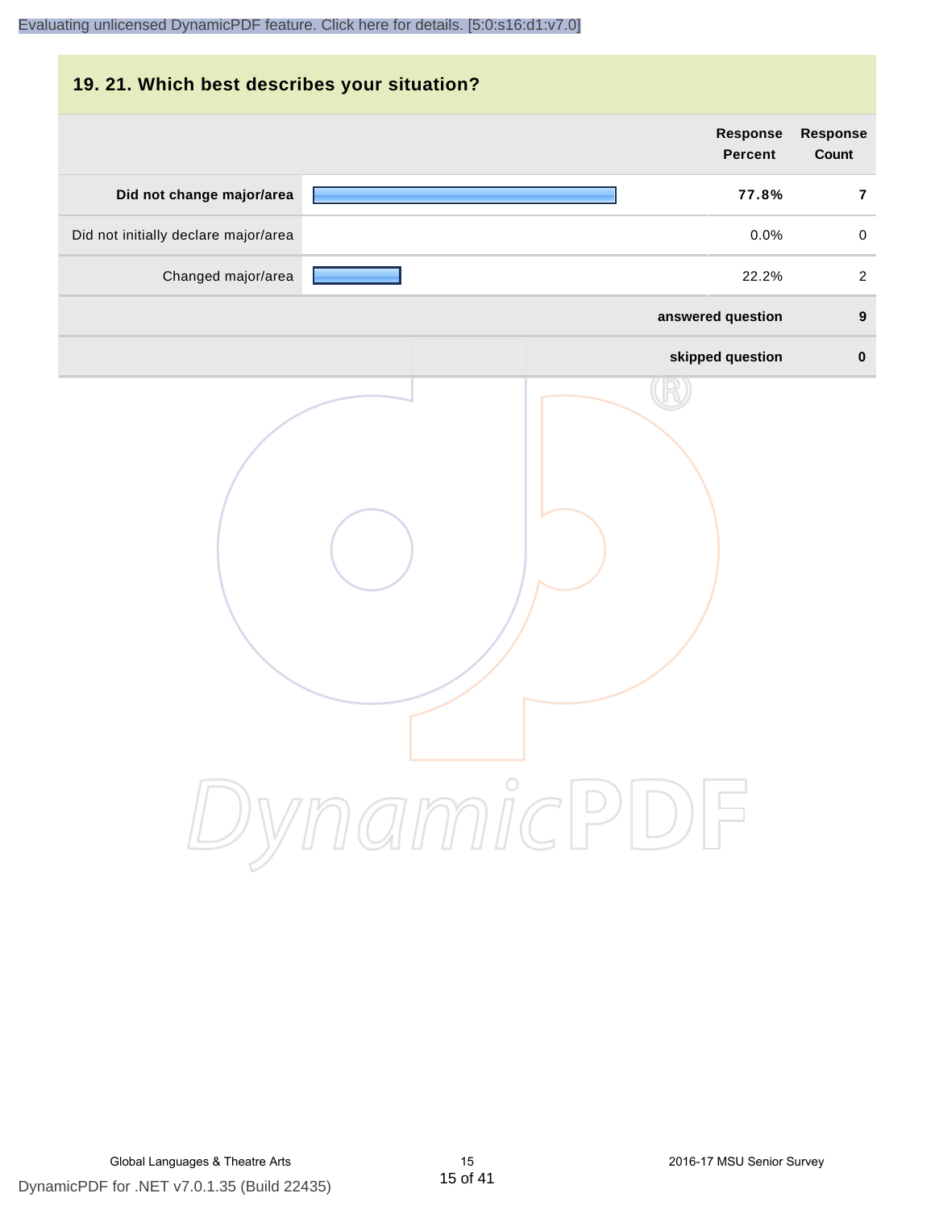## 19. 21. Which best describes your situation?

| | Response Percent | Response Count |
|---|---|---|
| **Did not change major/area** | **77.8%** | **7** |
| Did not initially declare major/area | 0.0% | 0 |
| Changed major/area | 22.2% | 2 |
| | **answered question** | **9** |
| | **skipped question** | **0** |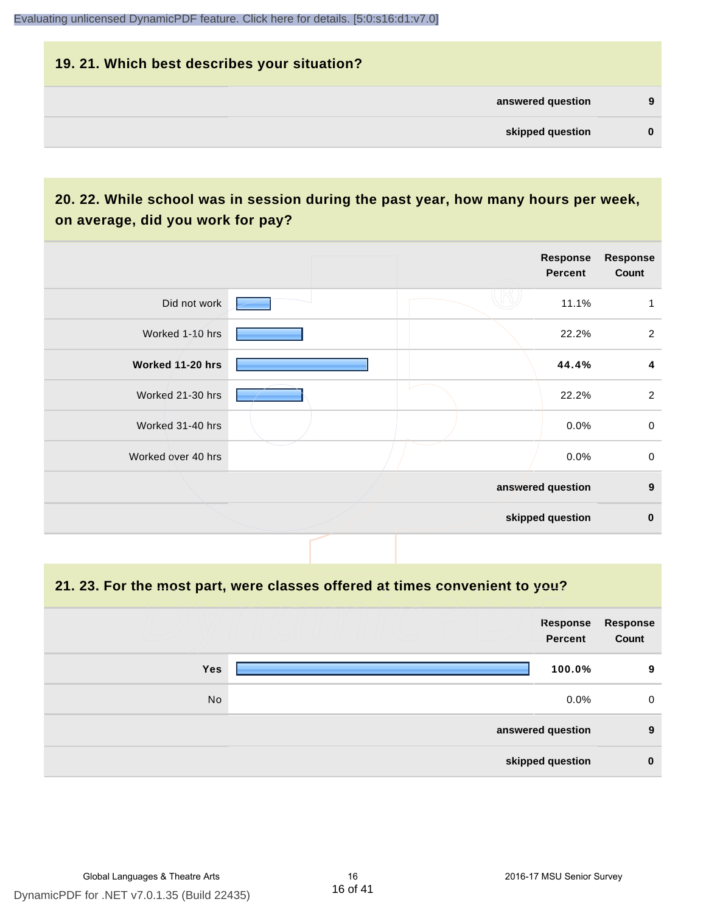## 19. 21. Which best describes your situation?

| | |
|---|---|
| answered question | 9 |
| skipped question | 0 |

## 20. 22. While school was in session during the past year, how many hours per week, on average, did you work for pay?

| | Response Percent | Response Count |
|---|---|---|
| Did not work | 11.1% | 1 |
| Worked 1-10 hrs | 22.2% | 2 |
| **Worked 11-20 hrs** | **44.4%** | **4** |
| Worked 21-30 hrs | 22.2% | 2 |
| Worked 31-40 hrs | 0.0% | 0 |
| Worked over 40 hrs | 0.0% | 0 |
| | answered question | 9 |
| | skipped question | 0 |

## 21. 23. For the most part, were classes offered at times convenient to you?

| | Response Percent | Response Count |
|---|---|---|
| **Yes** | **100.0%** | **9** |
| No | 0.0% | 0 |
| | answered question | 9 |
| | skipped question | 0 |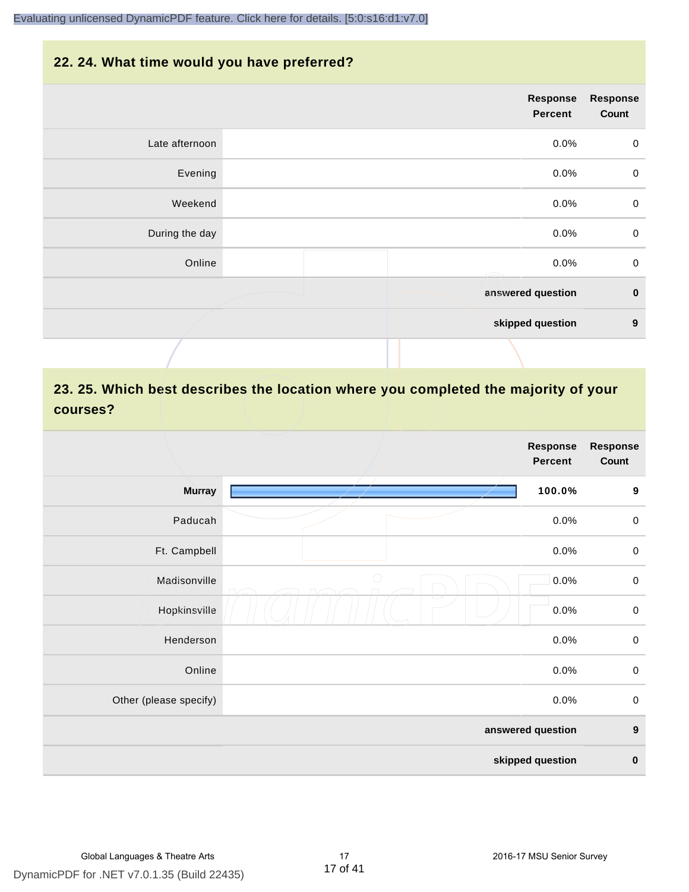## 22. 24. What time would you have preferred?

| | Response Percent | Response Count |
|---|---|---|
| Late afternoon | 0.0% | 0 |
| Evening | 0.0% | 0 |
| Weekend | 0.0% | 0 |
| During the day | 0.0% | 0 |
| Online | 0.0% | 0 |
| **answered question** | | **0** |
| **skipped question** | | **9** |

## 23. 25. Which best describes the location where you completed the majority of your courses?

| | Response Percent | Response Count |
|---|---|---|
| **Murray** | **100.0%** | **9** |
| Paducah | 0.0% | 0 |
| Ft. Campbell | 0.0% | 0 |
| Madisonville | 0.0% | 0 |
| Hopkinsville | 0.0% | 0 |
| Henderson | 0.0% | 0 |
| Online | 0.0% | 0 |
| Other (please specify) | 0.0% | 0 |
| **answered question** | | **9** |
| **skipped question** | | **0** |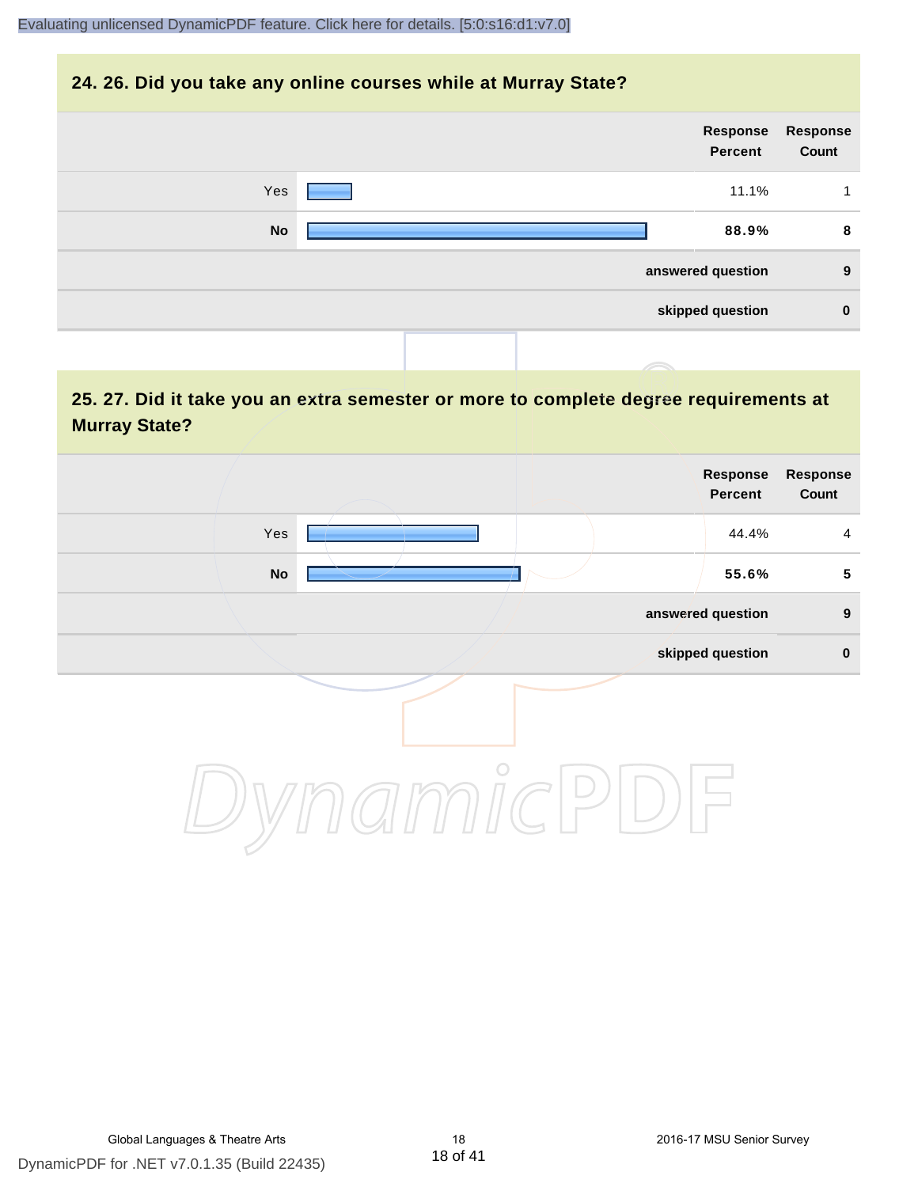## 24. 26. Did you take any online courses while at Murray State?

| | Response Percent | Response Count |
|---|---|---|
| Yes | 11.1% | 1 |
| **No** | **88.9%** | **8** |
| **answered question** | | **9** |
| **skipped question** | | **0** |

## 25. 27. Did it take you an extra semester or more to complete degree requirements at Murray State?

| | Response Percent | Response Count |
|---|---|---|
| Yes | 44.4% | 4 |
| **No** | **55.6%** | **5** |
| **answered question** | | **9** |
| **skipped question** | | **0** |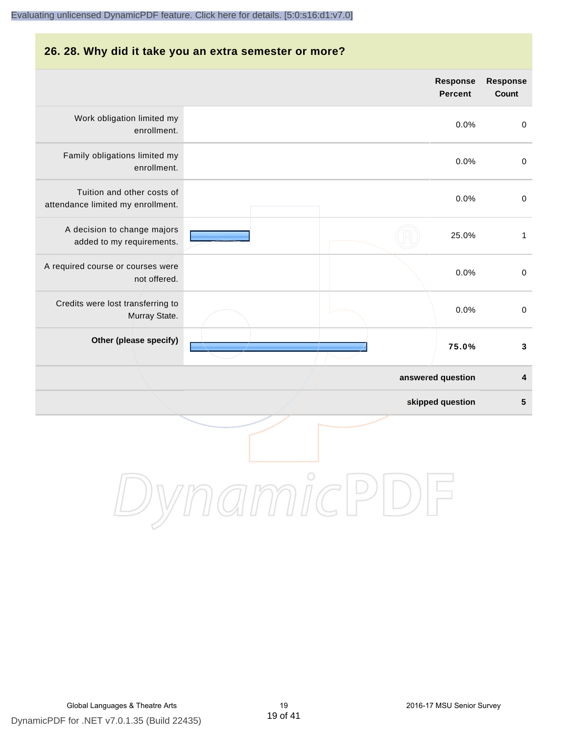## 26. 28. Why did it take you an extra semester or more?

| | Response Percent | Response Count |
|---|---|---|
| Work obligation limited my enrollment. | 0.0% | 0 |
| Family obligations limited my enrollment. | 0.0% | 0 |
| Tuition and other costs of attendance limited my enrollment. | 0.0% | 0 |
| A decision to change majors added to my requirements. | 25.0% | 1 |
| A required course or courses were not offered. | 0.0% | 0 |
| Credits were lost transferring to Murray State. | 0.0% | 0 |
| **Other (please specify)** | **75.0%** | **3** |
| | **answered question** | **4** |
| | **skipped question** | **5** |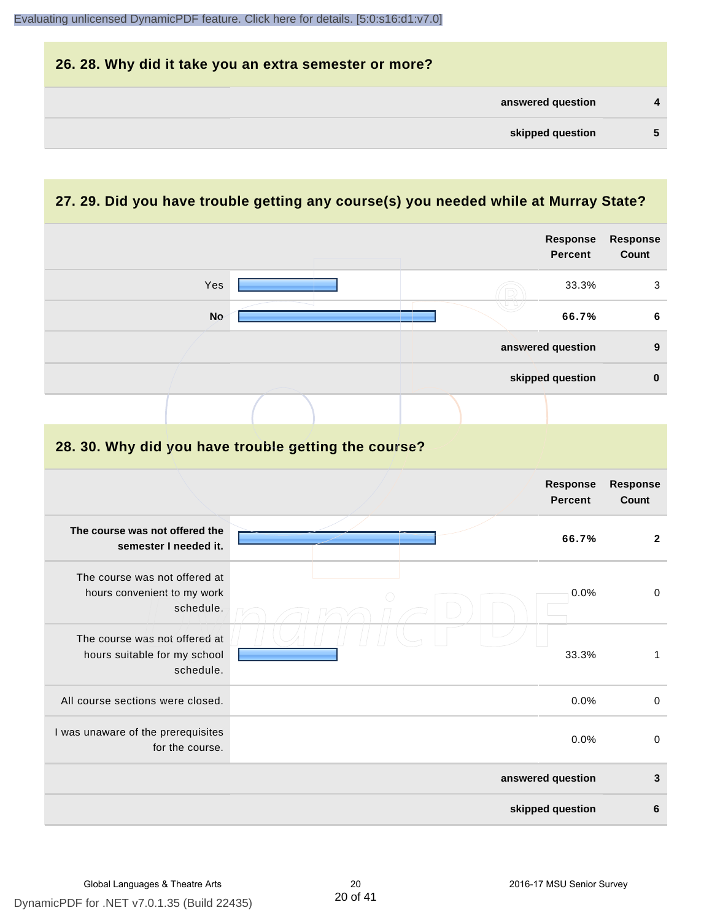## 26. 28. Why did it take you an extra semester or more?

| | |
|---|---|
| **answered question** | **4** |
| **skipped question** | **5** |

## 27. 29. Did you have trouble getting any course(s) you needed while at Murray State?

| | Response Percent | Response Count |
|---|---|---|
| Yes | 33.3% | 3 |
| **No** | **66.7%** | **6** |
| **answered question** | | **9** |
| **skipped question** | | **0** |

## 28. 30. Why did you have trouble getting the course?

| | Response Percent | Response Count |
|---|---|---|
| **The course was not offered the semester I needed it.** | **66.7%** | **2** |
| The course was not offered at hours convenient to my work schedule. | 0.0% | 0 |
| The course was not offered at hours suitable for my school schedule. | 33.3% | 1 |
| All course sections were closed. | 0.0% | 0 |
| I was unaware of the prerequisites for the course. | 0.0% | 0 |
| **answered question** | | **3** |
| **skipped question** | | **6** |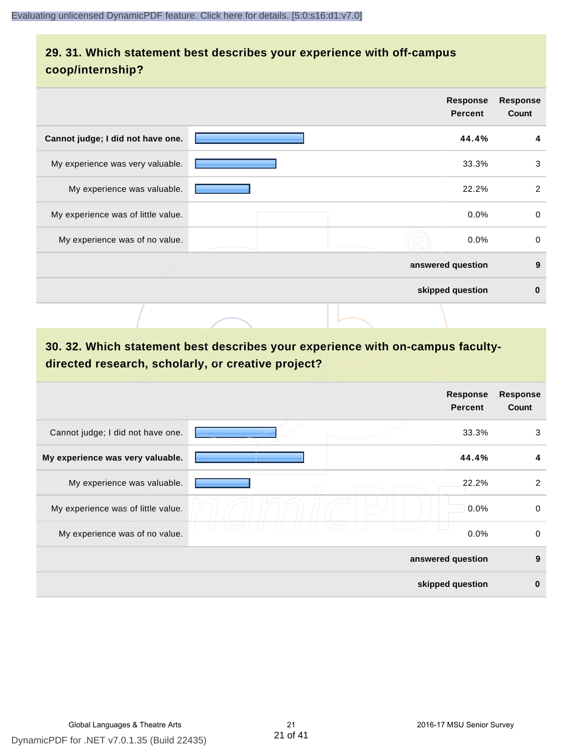## 29. 31. Which statement best describes your experience with off-campus coop/internship?

| | Response Percent | Response Count |
|---|---|---|
| **Cannot judge; I did not have one.** | **44.4%** | **4** |
| My experience was very valuable. | 33.3% | 3 |
| My experience was valuable. | 22.2% | 2 |
| My experience was of little value. | 0.0% | 0 |
| My experience was of no value. | 0.0% | 0 |
| | **answered question** | **9** |
| | **skipped question** | **0** |

## 30. 32. Which statement best describes your experience with on-campus faculty-directed research, scholarly, or creative project?

| | Response Percent | Response Count |
|---|---|---|
| Cannot judge; I did not have one. | 33.3% | 3 |
| **My experience was very valuable.** | **44.4%** | **4** |
| My experience was valuable. | 22.2% | 2 |
| My experience was of little value. | 0.0% | 0 |
| My experience was of no value. | 0.0% | 0 |
| | **answered question** | **9** |
| | **skipped question** | **0** |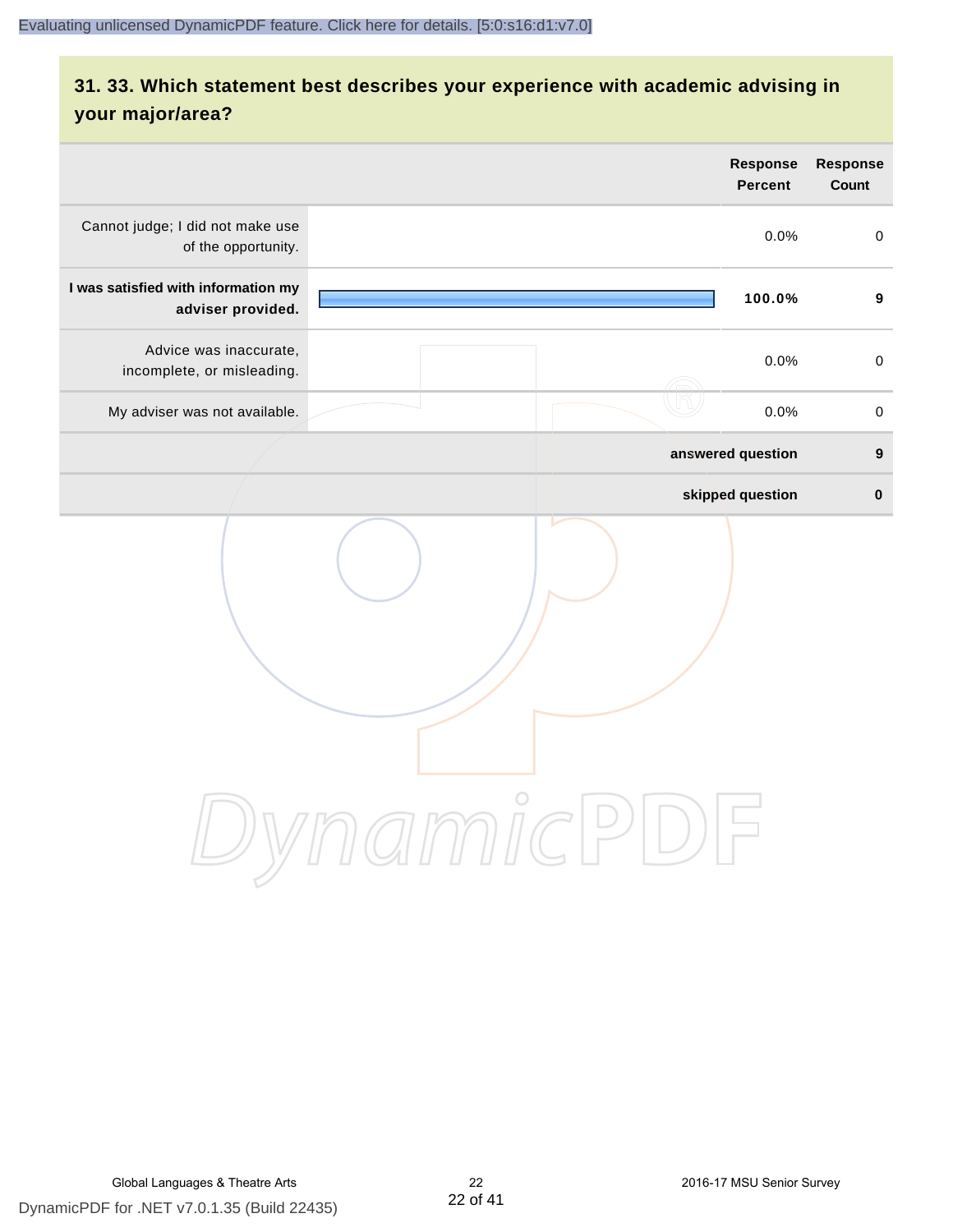## 31. 33. Which statement best describes your experience with academic advising in your major/area?

| | Response Percent | Response Count |
|---|---|---|
| Cannot judge; I did not make use of the opportunity. | 0.0% | 0 |
| **I was satisfied with information my adviser provided.** | **100.0%** | **9** |
| Advice was inaccurate, incomplete, or misleading. | 0.0% | 0 |
| My adviser was not available. | 0.0% | 0 |
| | **answered question** | **9** |
| | **skipped question** | **0** |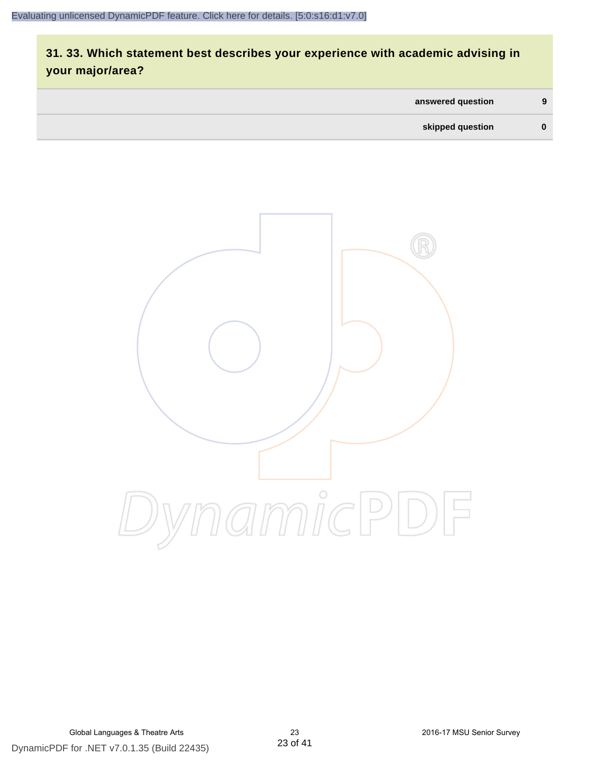## 31. 33. Which statement best describes your experience with academic advising in your major/area?

| | |
|---|---|
| answered question | 9 |
| skipped question | 0 |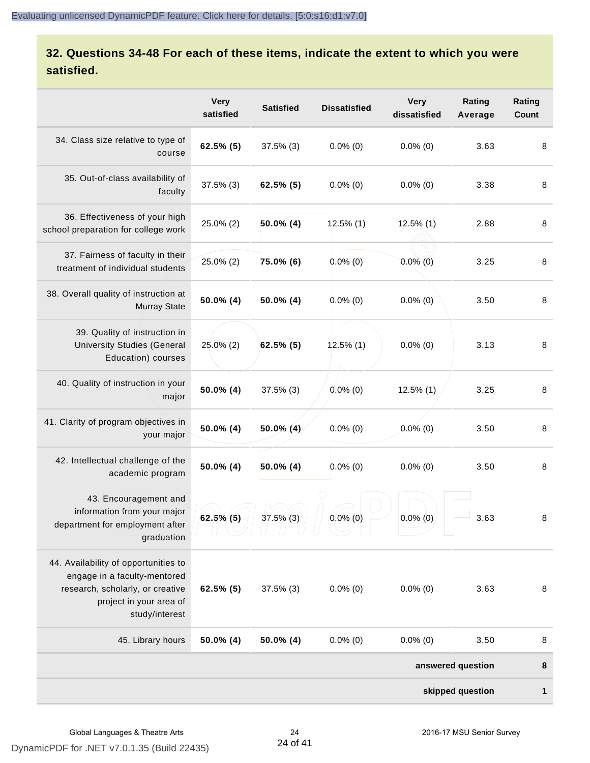## 32. Questions 34-48 For each of these items, indicate the extent to which you were satisfied.

| | Very satisfied | Satisfied | Dissatisfied | Very dissatisfied | Rating Average | Rating Count |
|---|---|---|---|---|---|---|
| 34. Class size relative to type of course | **62.5% (5)** | 37.5% (3) | 0.0% (0) | 0.0% (0) | 3.63 | 8 |
| 35. Out-of-class availability of faculty | 37.5% (3) | **62.5% (5)** | 0.0% (0) | 0.0% (0) | 3.38 | 8 |
| 36. Effectiveness of your high school preparation for college work | 25.0% (2) | **50.0% (4)** | 12.5% (1) | 12.5% (1) | 2.88 | 8 |
| 37. Fairness of faculty in their treatment of individual students | 25.0% (2) | **75.0% (6)** | 0.0% (0) | 0.0% (0) | 3.25 | 8 |
| 38. Overall quality of instruction at Murray State | **50.0% (4)** | **50.0% (4)** | 0.0% (0) | 0.0% (0) | 3.50 | 8 |
| 39. Quality of instruction in University Studies (General Education) courses | 25.0% (2) | **62.5% (5)** | 12.5% (1) | 0.0% (0) | 3.13 | 8 |
| 40. Quality of instruction in your major | **50.0% (4)** | 37.5% (3) | 0.0% (0) | 12.5% (1) | 3.25 | 8 |
| 41. Clarity of program objectives in your major | **50.0% (4)** | **50.0% (4)** | 0.0% (0) | 0.0% (0) | 3.50 | 8 |
| 42. Intellectual challenge of the academic program | **50.0% (4)** | **50.0% (4)** | 0.0% (0) | 0.0% (0) | 3.50 | 8 |
| 43. Encouragement and information from your major department for employment after graduation | **62.5% (5)** | 37.5% (3) | 0.0% (0) | 0.0% (0) | 3.63 | 8 |
| 44. Availability of opportunities to engage in a faculty-mentored research, scholarly, or creative project in your area of study/interest | **62.5% (5)** | 37.5% (3) | 0.0% (0) | 0.0% (0) | 3.63 | 8 |
| 45. Library hours | **50.0% (4)** | **50.0% (4)** | 0.0% (0) | 0.0% (0) | 3.50 | 8 |
| | | | | | **answered question** | **8** |
| | | | | | **skipped question** | **1** |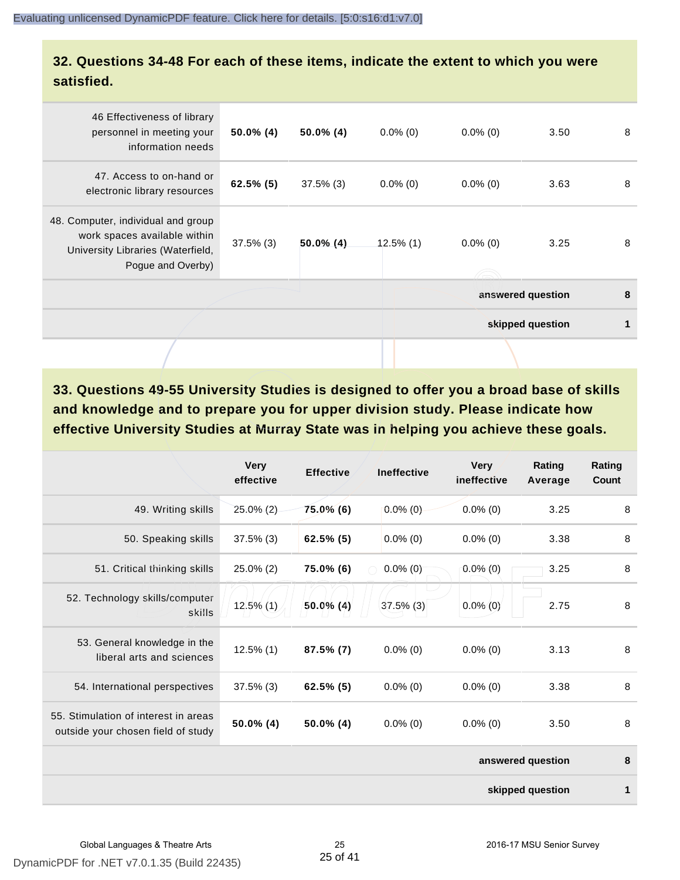## 32. Questions 34-48 For each of these items, indicate the extent to which you were satisfied.

| | | | | | | |
|---|---|---|---|---|---|---|
| 46 Effectiveness of library personnel in meeting your information needs | **50.0% (4)** | **50.0% (4)** | 0.0% (0) | 0.0% (0) | 3.50 | 8 |
| 47. Access to on-hand or electronic library resources | **62.5% (5)** | 37.5% (3) | 0.0% (0) | 0.0% (0) | 3.63 | 8 |
| 48. Computer, individual and group work spaces available within University Libraries (Waterfield, Pogue and Overby) | 37.5% (3) | **50.0% (4)** | 12.5% (1) | 0.0% (0) | 3.25 | 8 |
| | | | | | **answered question** | **8** |
| | | | | | **skipped question** | **1** |

## 33. Questions 49-55 University Studies is designed to offer you a broad base of skills and knowledge and to prepare you for upper division study. Please indicate how effective University Studies at Murray State was in helping you achieve these goals.

| | Very effective | Effective | Ineffective | Very ineffective | Rating Average | Rating Count |
|---|---|---|---|---|---|---|
| 49. Writing skills | 25.0% (2) | **75.0% (6)** | 0.0% (0) | 0.0% (0) | 3.25 | 8 |
| 50. Speaking skills | 37.5% (3) | **62.5% (5)** | 0.0% (0) | 0.0% (0) | 3.38 | 8 |
| 51. Critical thinking skills | 25.0% (2) | **75.0% (6)** | 0.0% (0) | 0.0% (0) | 3.25 | 8 |
| 52. Technology skills/computer skills | 12.5% (1) | **50.0% (4)** | 37.5% (3) | 0.0% (0) | 2.75 | 8 |
| 53. General knowledge in the liberal arts and sciences | 12.5% (1) | **87.5% (7)** | 0.0% (0) | 0.0% (0) | 3.13 | 8 |
| 54. International perspectives | 37.5% (3) | **62.5% (5)** | 0.0% (0) | 0.0% (0) | 3.38 | 8 |
| 55. Stimulation of interest in areas outside your chosen field of study | **50.0% (4)** | **50.0% (4)** | 0.0% (0) | 0.0% (0) | 3.50 | 8 |
| | | | | | **answered question** | **8** |
| | | | | | **skipped question** | **1** |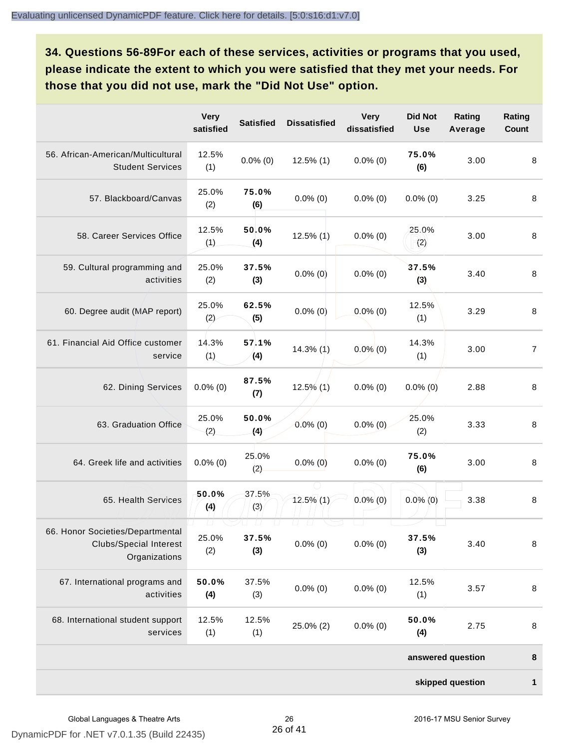**34. Questions 56-89For each of these services, activities or programs that you used, please indicate the extent to which you were satisfied that they met your needs. For those that you did not use, mark the "Did Not Use" option.**

| | Very satisfied | Satisfied | Dissatisfied | Very dissatisfied | Did Not Use | Rating Average | Rating Count |
|---|---|---|---|---|---|---|---|
| 56. African-American/Multicultural Student Services | 12.5% (1) | 0.0% (0) | 12.5% (1) | 0.0% (0) | **75.0% (6)** | 3.00 | 8 |
| 57. Blackboard/Canvas | 25.0% (2) | **75.0% (6)** | 0.0% (0) | 0.0% (0) | 0.0% (0) | 3.25 | 8 |
| 58. Career Services Office | 12.5% (1) | **50.0% (4)** | 12.5% (1) | 0.0% (0) | 25.0% (2) | 3.00 | 8 |
| 59. Cultural programming and activities | 25.0% (2) | **37.5% (3)** | 0.0% (0) | 0.0% (0) | **37.5% (3)** | 3.40 | 8 |
| 60. Degree audit (MAP report) | 25.0% (2) | **62.5% (5)** | 0.0% (0) | 0.0% (0) | 12.5% (1) | 3.29 | 8 |
| 61. Financial Aid Office customer service | 14.3% (1) | **57.1% (4)** | 14.3% (1) | 0.0% (0) | 14.3% (1) | 3.00 | 7 |
| 62. Dining Services | 0.0% (0) | **87.5% (7)** | 12.5% (1) | 0.0% (0) | 0.0% (0) | 2.88 | 8 |
| 63. Graduation Office | 25.0% (2) | **50.0% (4)** | 0.0% (0) | 0.0% (0) | 25.0% (2) | 3.33 | 8 |
| 64. Greek life and activities | 0.0% (0) | 25.0% (2) | 0.0% (0) | 0.0% (0) | **75.0% (6)** | 3.00 | 8 |
| 65. Health Services | **50.0% (4)** | 37.5% (3) | 12.5% (1) | 0.0% (0) | 0.0% (0) | 3.38 | 8 |
| 66. Honor Societies/Departmental Clubs/Special Interest Organizations | 25.0% (2) | **37.5% (3)** | 0.0% (0) | 0.0% (0) | **37.5% (3)** | 3.40 | 8 |
| 67. International programs and activities | **50.0% (4)** | 37.5% (3) | 0.0% (0) | 0.0% (0) | 12.5% (1) | 3.57 | 8 |
| 68. International student support services | 12.5% (1) | 12.5% (1) | 25.0% (2) | 0.0% (0) | **50.0% (4)** | 2.75 | 8 |
| | | | | | | **answered question** | **8** |
| | | | | | | **skipped question** | **1** |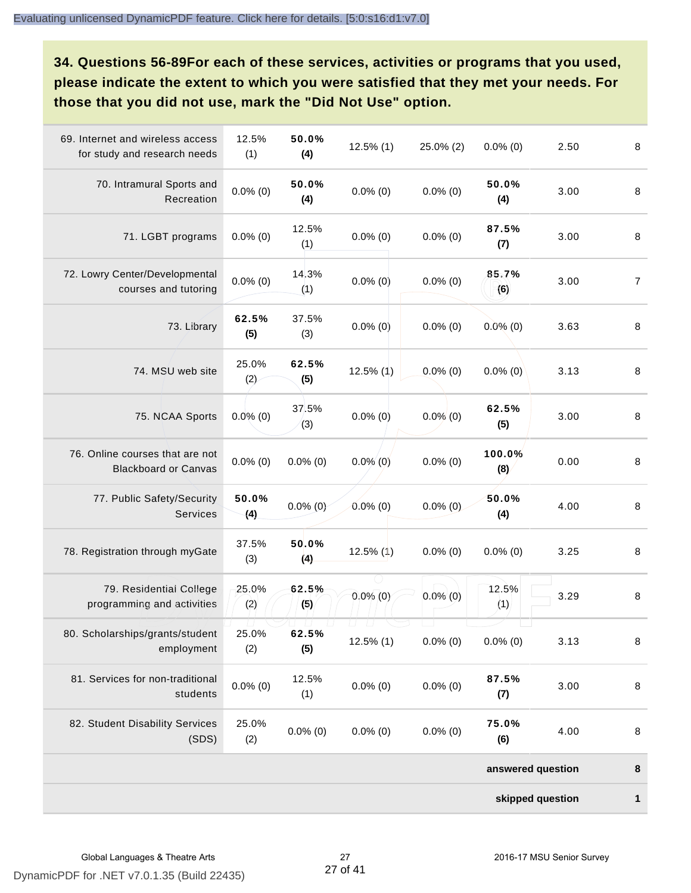## 34. Questions 56-89For each of these services, activities or programs that you used, please indicate the extent to which you were satisfied that they met your needs. For those that you did not use, mark the "Did Not Use" option.

| | | | | | | | |
|---|---|---|---|---|---|---|---|
| 69. Internet and wireless access for study and research needs | 12.5% (1) | **50.0% (4)** | 12.5% (1) | 25.0% (2) | 0.0% (0) | 2.50 | 8 |
| 70. Intramural Sports and Recreation | 0.0% (0) | **50.0% (4)** | 0.0% (0) | 0.0% (0) | **50.0% (4)** | 3.00 | 8 |
| 71. LGBT programs | 0.0% (0) | 12.5% (1) | 0.0% (0) | 0.0% (0) | **87.5% (7)** | 3.00 | 8 |
| 72. Lowry Center/Developmental courses and tutoring | 0.0% (0) | 14.3% (1) | 0.0% (0) | 0.0% (0) | **85.7% (6)** | 3.00 | 7 |
| 73. Library | **62.5% (5)** | 37.5% (3) | 0.0% (0) | 0.0% (0) | 0.0% (0) | 3.63 | 8 |
| 74. MSU web site | 25.0% (2) | **62.5% (5)** | 12.5% (1) | 0.0% (0) | 0.0% (0) | 3.13 | 8 |
| 75. NCAA Sports | 0.0% (0) | 37.5% (3) | 0.0% (0) | 0.0% (0) | **62.5% (5)** | 3.00 | 8 |
| 76. Online courses that are not Blackboard or Canvas | 0.0% (0) | 0.0% (0) | 0.0% (0) | 0.0% (0) | **100.0% (8)** | 0.00 | 8 |
| 77. Public Safety/Security Services | **50.0% (4)** | 0.0% (0) | 0.0% (0) | 0.0% (0) | **50.0% (4)** | 4.00 | 8 |
| 78. Registration through myGate | 37.5% (3) | **50.0% (4)** | 12.5% (1) | 0.0% (0) | 0.0% (0) | 3.25 | 8 |
| 79. Residential College programming and activities | 25.0% (2) | **62.5% (5)** | 0.0% (0) | 0.0% (0) | 12.5% (1) | 3.29 | 8 |
| 80. Scholarships/grants/student employment | 25.0% (2) | **62.5% (5)** | 12.5% (1) | 0.0% (0) | 0.0% (0) | 3.13 | 8 |
| 81. Services for non-traditional students | 0.0% (0) | 12.5% (1) | 0.0% (0) | 0.0% (0) | **87.5% (7)** | 3.00 | 8 |
| 82. Student Disability Services (SDS) | 25.0% (2) | 0.0% (0) | 0.0% (0) | 0.0% (0) | **75.0% (6)** | 4.00 | 8 |
| | | | | | | **answered question** | **8** |
| | | | | | | **skipped question** | **1** |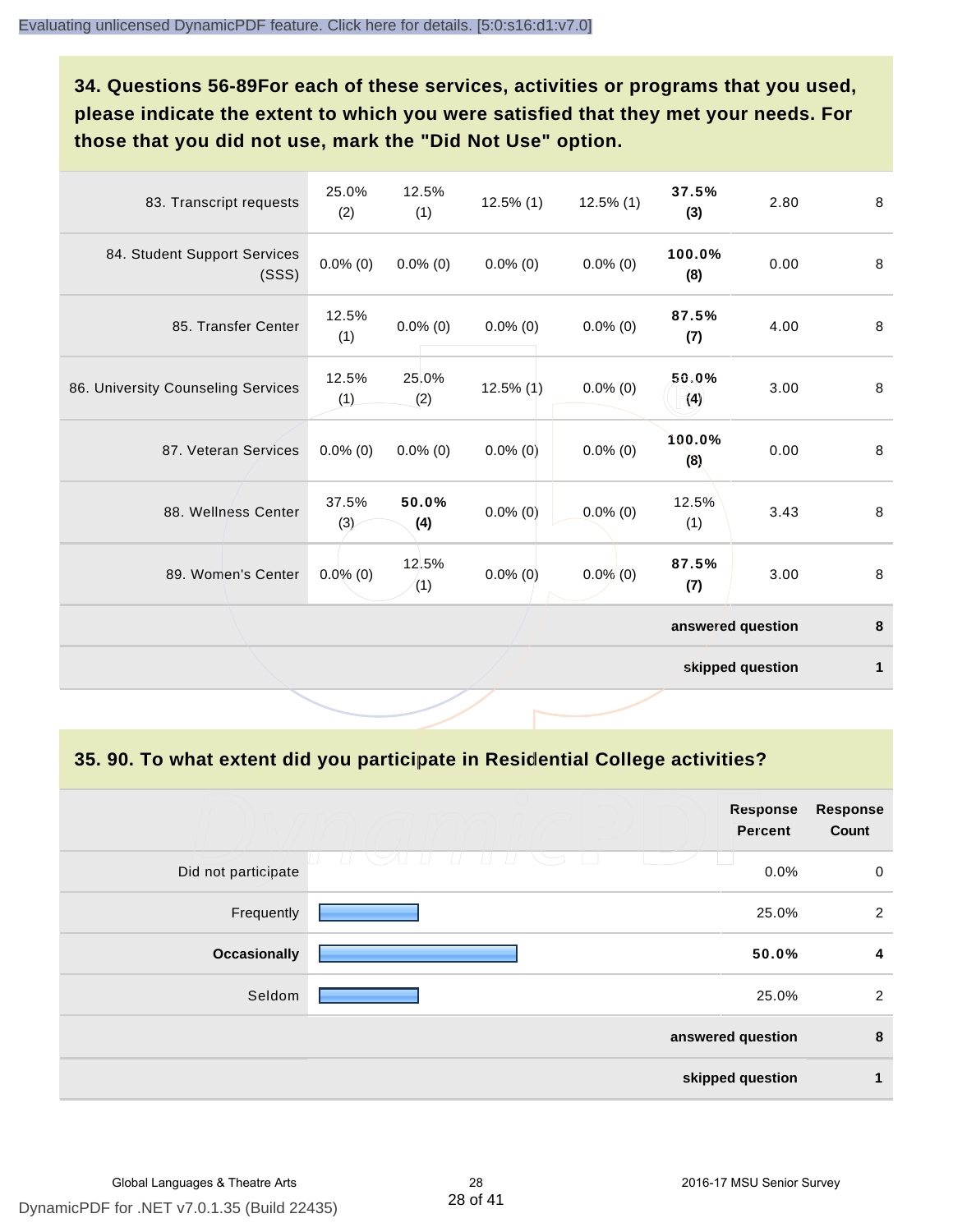## 34. Questions 56-89For each of these services, activities or programs that you used, please indicate the extent to which you were satisfied that they met your needs. For those that you did not use, mark the "Did Not Use" option.

| | | | | | | | |
|---|---|---|---|---|---|---|---|
| 83. Transcript requests | 25.0% (2) | 12.5% (1) | 12.5% (1) | 12.5% (1) | **37.5% (3)** | 2.80 | 8 |
| 84. Student Support Services (SSS) | 0.0% (0) | 0.0% (0) | 0.0% (0) | 0.0% (0) | **100.0% (8)** | 0.00 | 8 |
| 85. Transfer Center | 12.5% (1) | 0.0% (0) | 0.0% (0) | 0.0% (0) | **87.5% (7)** | 4.00 | 8 |
| 86. University Counseling Services | 12.5% (1) | 25.0% (2) | 12.5% (1) | 0.0% (0) | **50.0% (4)** | 3.00 | 8 |
| 87. Veteran Services | 0.0% (0) | 0.0% (0) | 0.0% (0) | 0.0% (0) | **100.0% (8)** | 0.00 | 8 |
| 88. Wellness Center | 37.5% (3) | **50.0% (4)** | 0.0% (0) | 0.0% (0) | 12.5% (1) | 3.43 | 8 |
| 89. Women's Center | 0.0% (0) | 12.5% (1) | 0.0% (0) | 0.0% (0) | **87.5% (7)** | 3.00 | 8 |
| | | | | | | **answered question** | **8** |
| | | | | | | **skipped question** | **1** |

## 35. 90. To what extent did you participate in Residential College activities?

| | Response Percent | Response Count |
|---|---|---|
| Did not participate | 0.0% | 0 |
| Frequently | 25.0% | 2 |
| **Occasionally** | **50.0%** | **4** |
| Seldom | 25.0% | 2 |
| **answered question** | | **8** |
| **skipped question** | | **1** |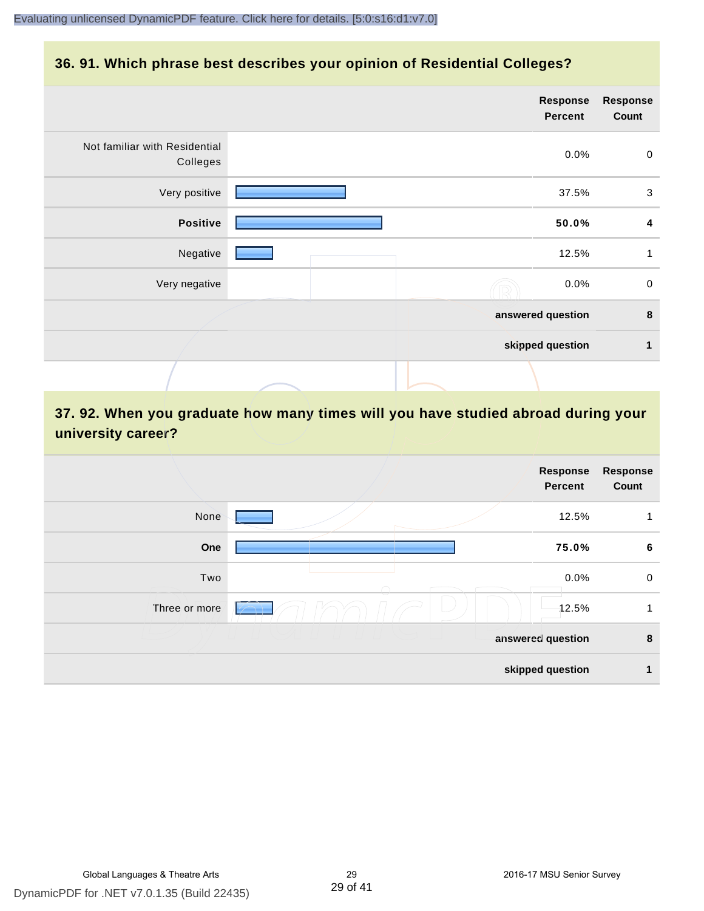## 36. 91. Which phrase best describes your opinion of Residential Colleges?

| | Response Percent | Response Count |
|---|---|---|
| Not familiar with Residential Colleges | 0.0% | 0 |
| Very positive | 37.5% | 3 |
| **Positive** | **50.0%** | **4** |
| Negative | 12.5% | 1 |
| Very negative | 0.0% | 0 |
| **answered question** | | **8** |
| **skipped question** | | **1** |

## 37. 92. When you graduate how many times will you have studied abroad during your university career?

| | Response Percent | Response Count |
|---|---|---|
| None | 12.5% | 1 |
| **One** | **75.0%** | **6** |
| Two | 0.0% | 0 |
| Three or more | 12.5% | 1 |
| **answered question** | | **8** |
| **skipped question** | | **1** |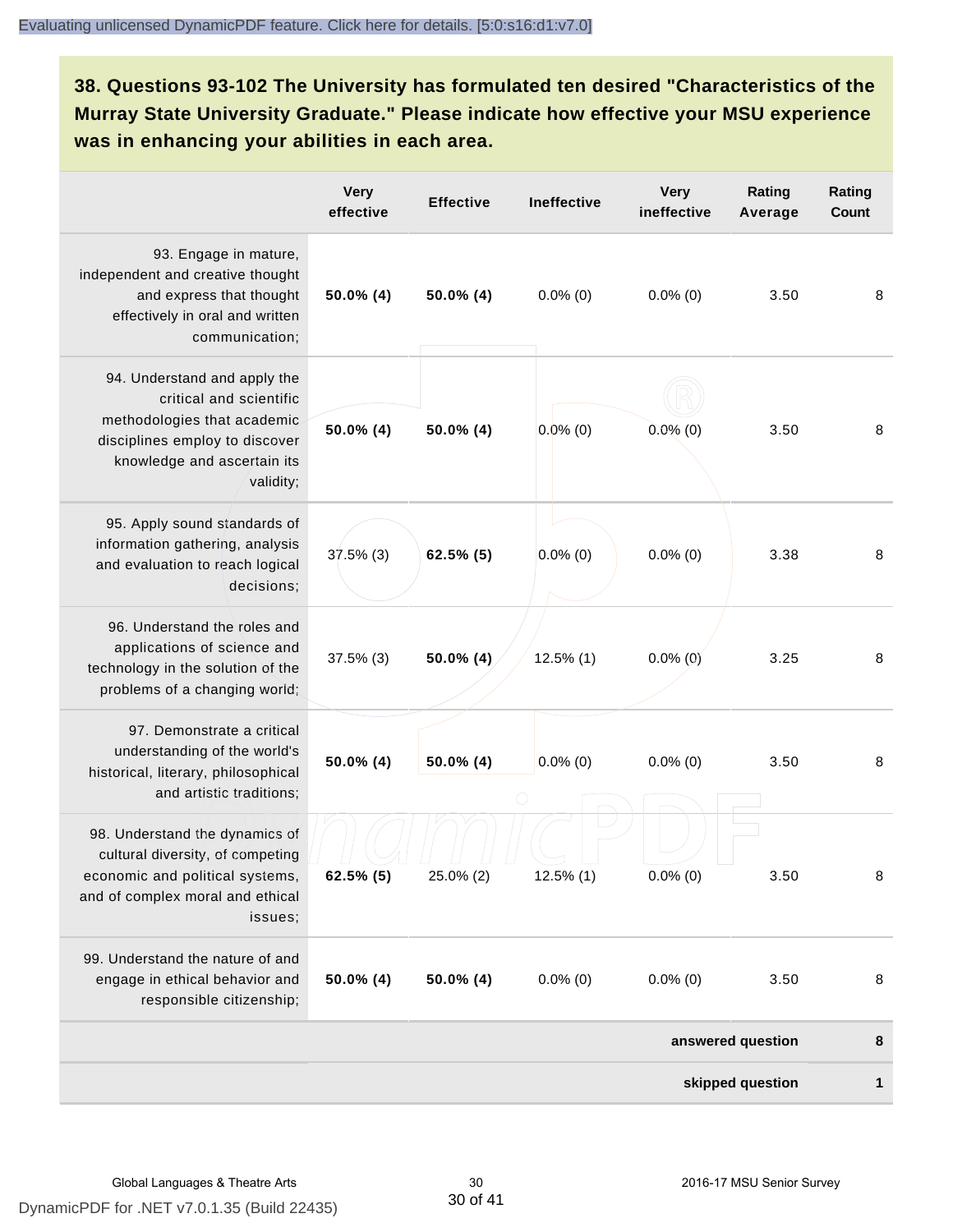**38. Questions 93-102 The University has formulated ten desired "Characteristics of the Murray State University Graduate." Please indicate how effective your MSU experience was in enhancing your abilities in each area.**

| | Very effective | Effective | Ineffective | Very ineffective | Rating Average | Rating Count |
|---|---|---|---|---|---|---|
| 93. Engage in mature, independent and creative thought and express that thought effectively in oral and written communication; | **50.0% (4)** | **50.0% (4)** | 0.0% (0) | 0.0% (0) | 3.50 | 8 |
| 94. Understand and apply the critical and scientific methodologies that academic disciplines employ to discover knowledge and ascertain its validity; | **50.0% (4)** | **50.0% (4)** | 0.0% (0) | 0.0% (0) | 3.50 | 8 |
| 95. Apply sound standards of information gathering, analysis and evaluation to reach logical decisions; | 37.5% (3) | **62.5% (5)** | 0.0% (0) | 0.0% (0) | 3.38 | 8 |
| 96. Understand the roles and applications of science and technology in the solution of the problems of a changing world; | 37.5% (3) | **50.0% (4)** | 12.5% (1) | 0.0% (0) | 3.25 | 8 |
| 97. Demonstrate a critical understanding of the world's historical, literary, philosophical and artistic traditions; | **50.0% (4)** | **50.0% (4)** | 0.0% (0) | 0.0% (0) | 3.50 | 8 |
| 98. Understand the dynamics of cultural diversity, of competing economic and political systems, and of complex moral and ethical issues; | **62.5% (5)** | 25.0% (2) | 12.5% (1) | 0.0% (0) | 3.50 | 8 |
| 99. Understand the nature of and engage in ethical behavior and responsible citizenship; | **50.0% (4)** | **50.0% (4)** | 0.0% (0) | 0.0% (0) | 3.50 | 8 |
| | | | | | **answered question** | **8** |
| | | | | | **skipped question** | **1** |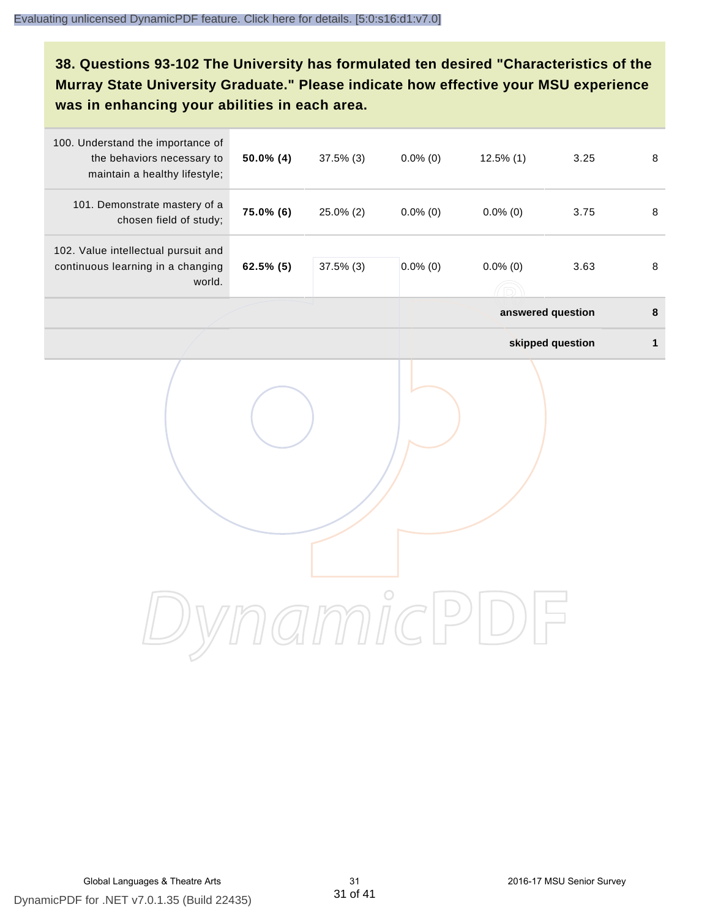Evaluating unlicensed DynamicPDF feature. Click here for details. [5:0:s16:d1:v7.0]

**38. Questions 93-102 The University has formulated ten desired "Characteristics of the Murray State University Graduate." Please indicate how effective your MSU experience was in enhancing your abilities in each area.**

| | | | | | | |
|---|---|---|---|---|---|---|
| 100. Understand the importance of the behaviors necessary to maintain a healthy lifestyle; | **50.0% (4)** | 37.5% (3) | 0.0% (0) | 12.5% (1) | 3.25 | 8 |
| 101. Demonstrate mastery of a chosen field of study; | **75.0% (6)** | 25.0% (2) | 0.0% (0) | 0.0% (0) | 3.75 | 8 |
| 102. Value intellectual pursuit and continuous learning in a changing world. | **62.5% (5)** | 37.5% (3) | 0.0% (0) | 0.0% (0) | 3.63 | 8 |
| | | | | | **answered question** | **8** |
| | | | | | **skipped question** | **1** |

Global Languages & Theatre Arts

2016-17 MSU Senior Survey

DynamicPDF for .NET v7.0.1.35 (Build 22435)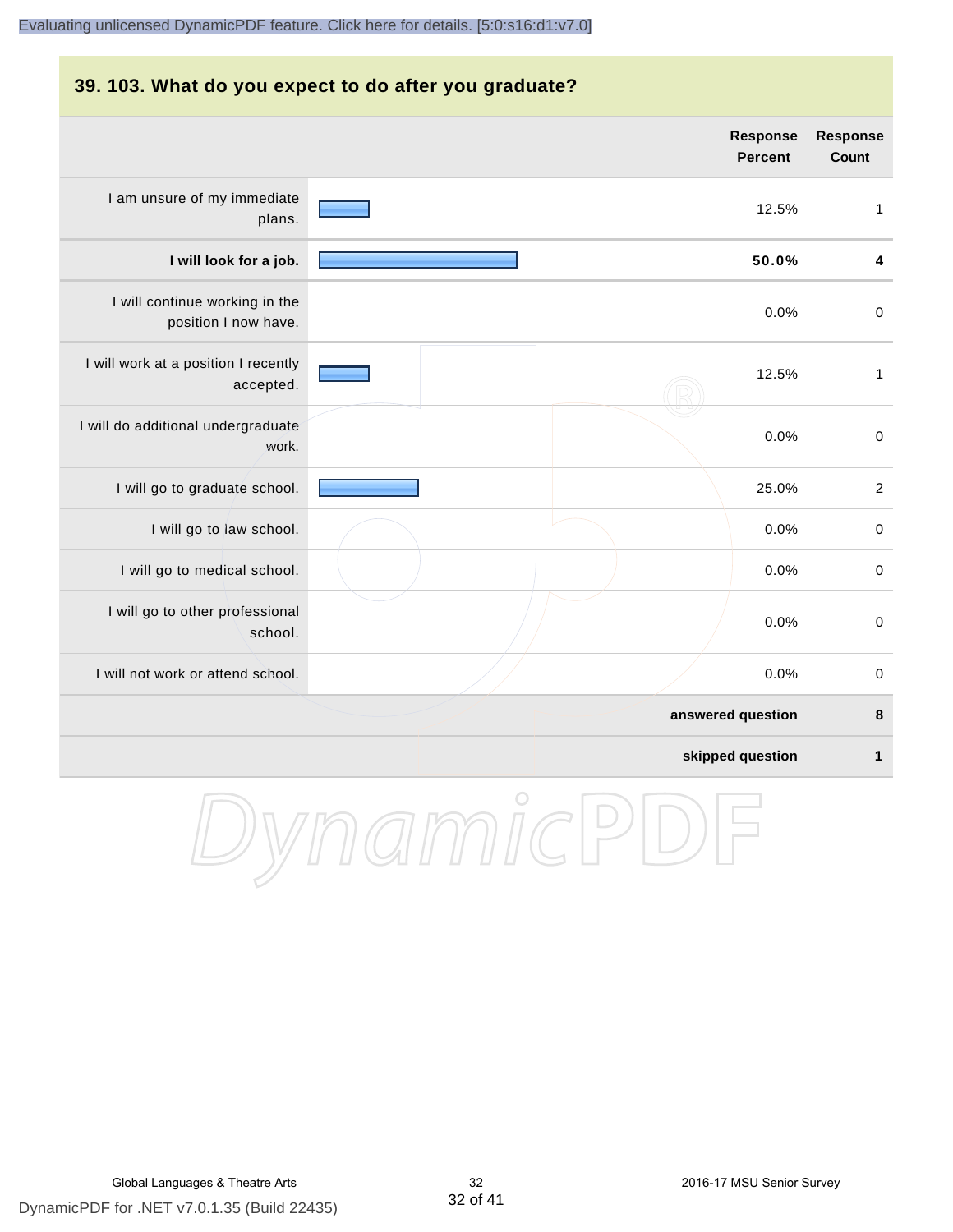## 39. 103. What do you expect to do after you graduate?

| | Response Percent | Response Count |
|---|---|---|
| I am unsure of my immediate plans. | 12.5% | 1 |
| **I will look for a job.** | **50.0%** | **4** |
| I will continue working in the position I now have. | 0.0% | 0 |
| I will work at a position I recently accepted. | 12.5% | 1 |
| I will do additional undergraduate work. | 0.0% | 0 |
| I will go to graduate school. | 25.0% | 2 |
| I will go to law school. | 0.0% | 0 |
| I will go to medical school. | 0.0% | 0 |
| I will go to other professional school. | 0.0% | 0 |
| I will not work or attend school. | 0.0% | 0 |
| | **answered question** | **8** |
| | **skipped question** | **1** |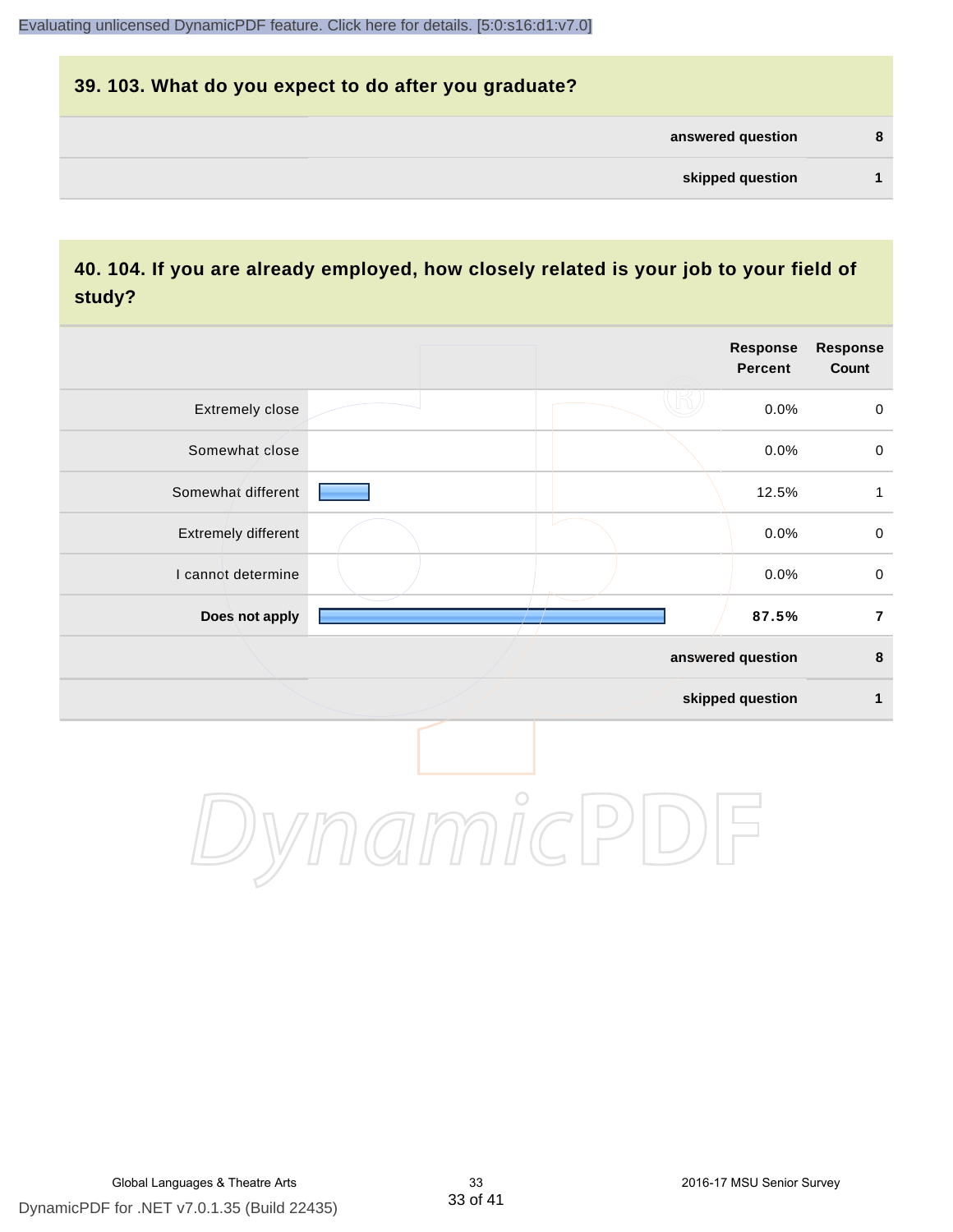## 39. 103. What do you expect to do after you graduate?

| | |
|---|---|
| answered question | 8 |
| skipped question | 1 |

## 40. 104. If you are already employed, how closely related is your job to your field of study?

| | Response Percent | Response Count |
|---|---|---|
| Extremely close | 0.0% | 0 |
| Somewhat close | 0.0% | 0 |
| Somewhat different | 12.5% | 1 |
| Extremely different | 0.0% | 0 |
| I cannot determine | 0.0% | 0 |
| **Does not apply** | **87.5%** | **7** |
| answered question | | 8 |
| skipped question | | 1 |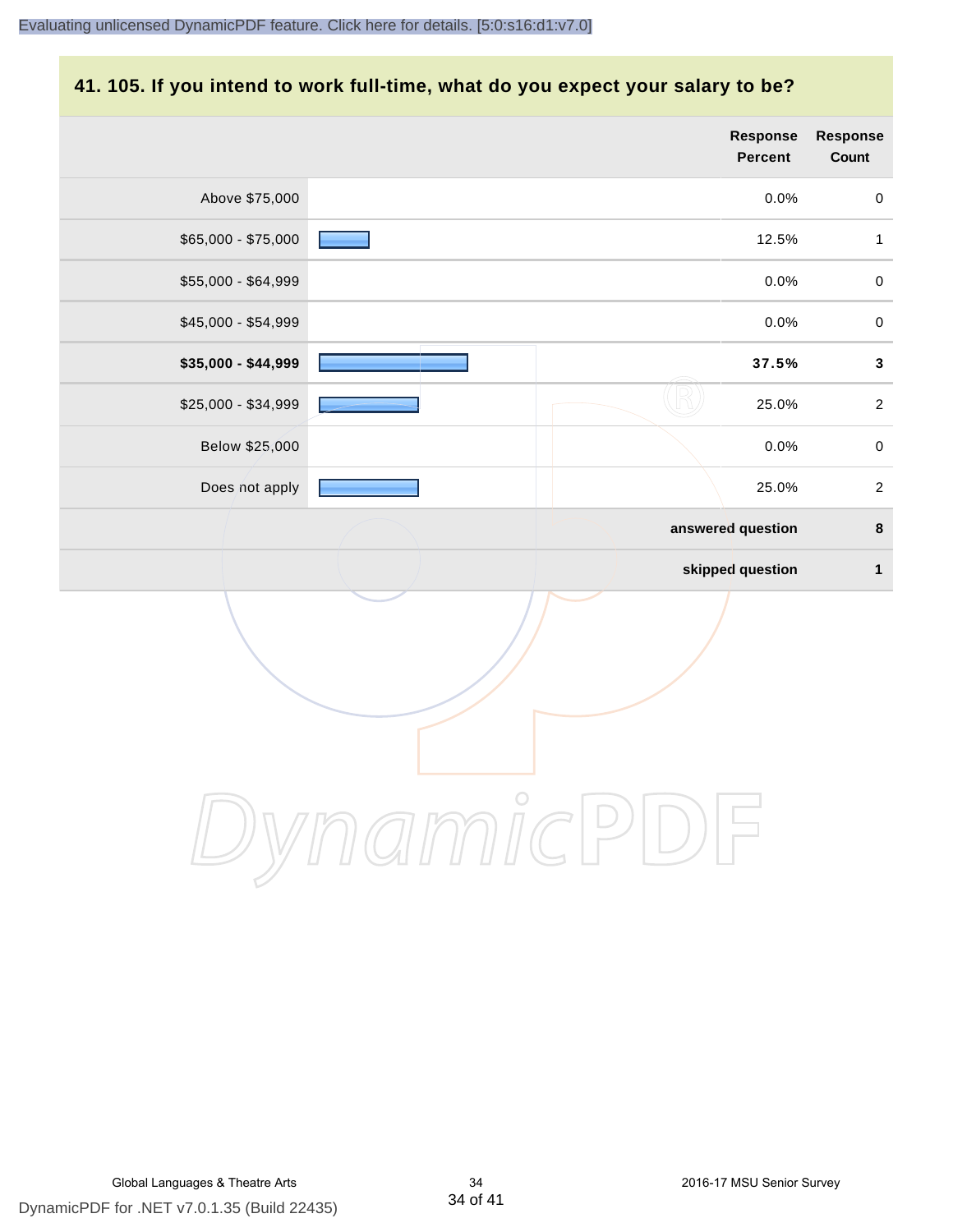## 41. 105. If you intend to work full-time, what do you expect your salary to be?

| | Response Percent | Response Count |
|---|---|---|
| Above $75,000 | 0.0% | 0 |
| $65,000 - $75,000 | 12.5% | 1 |
| $55,000 - $64,999 | 0.0% | 0 |
| $45,000 - $54,999 | 0.0% | 0 |
| **$35,000 - $44,999** | **37.5%** | **3** |
| $25,000 - $34,999 | 25.0% | 2 |
| Below $25,000 | 0.0% | 0 |
| Does not apply | 25.0% | 2 |
| | **answered question** | **8** |
| | **skipped question** | **1** |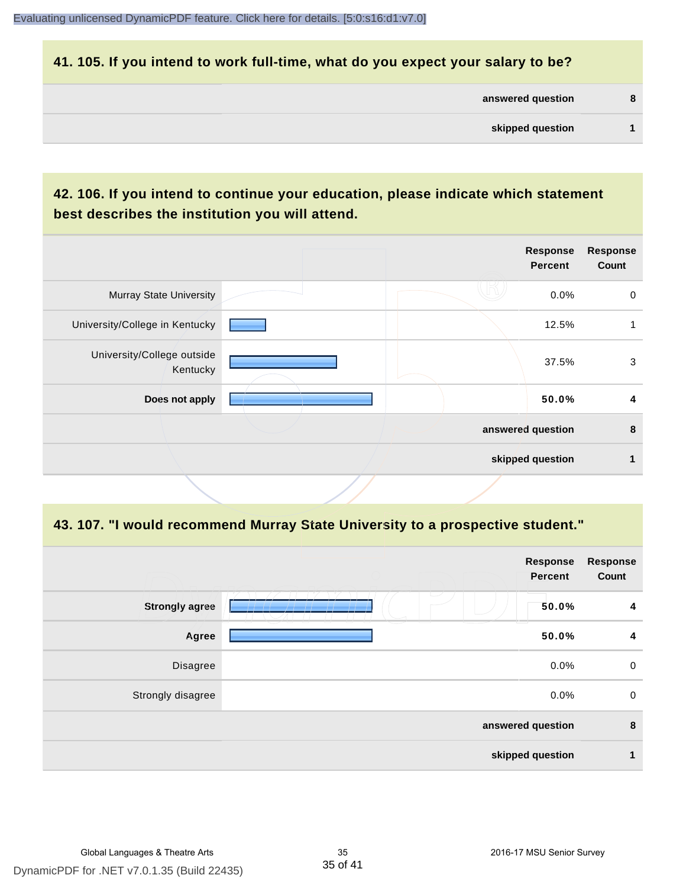## 41. 105. If you intend to work full-time, what do you expect your salary to be?

| | |
|---|---|
| answered question | 8 |
| skipped question | 1 |

## 42. 106. If you intend to continue your education, please indicate which statement best describes the institution you will attend.

| | Response Percent | Response Count |
|---|---|---|
| Murray State University | 0.0% | 0 |
| University/College in Kentucky | 12.5% | 1 |
| University/College outside Kentucky | 37.5% | 3 |
| **Does not apply** | **50.0%** | **4** |
| answered question | | 8 |
| skipped question | | 1 |

## 43. 107. "I would recommend Murray State University to a prospective student."

| | Response Percent | Response Count |
|---|---|---|
| **Strongly agree** | **50.0%** | **4** |
| **Agree** | **50.0%** | **4** |
| Disagree | 0.0% | 0 |
| Strongly disagree | 0.0% | 0 |
| answered question | | 8 |
| skipped question | | 1 |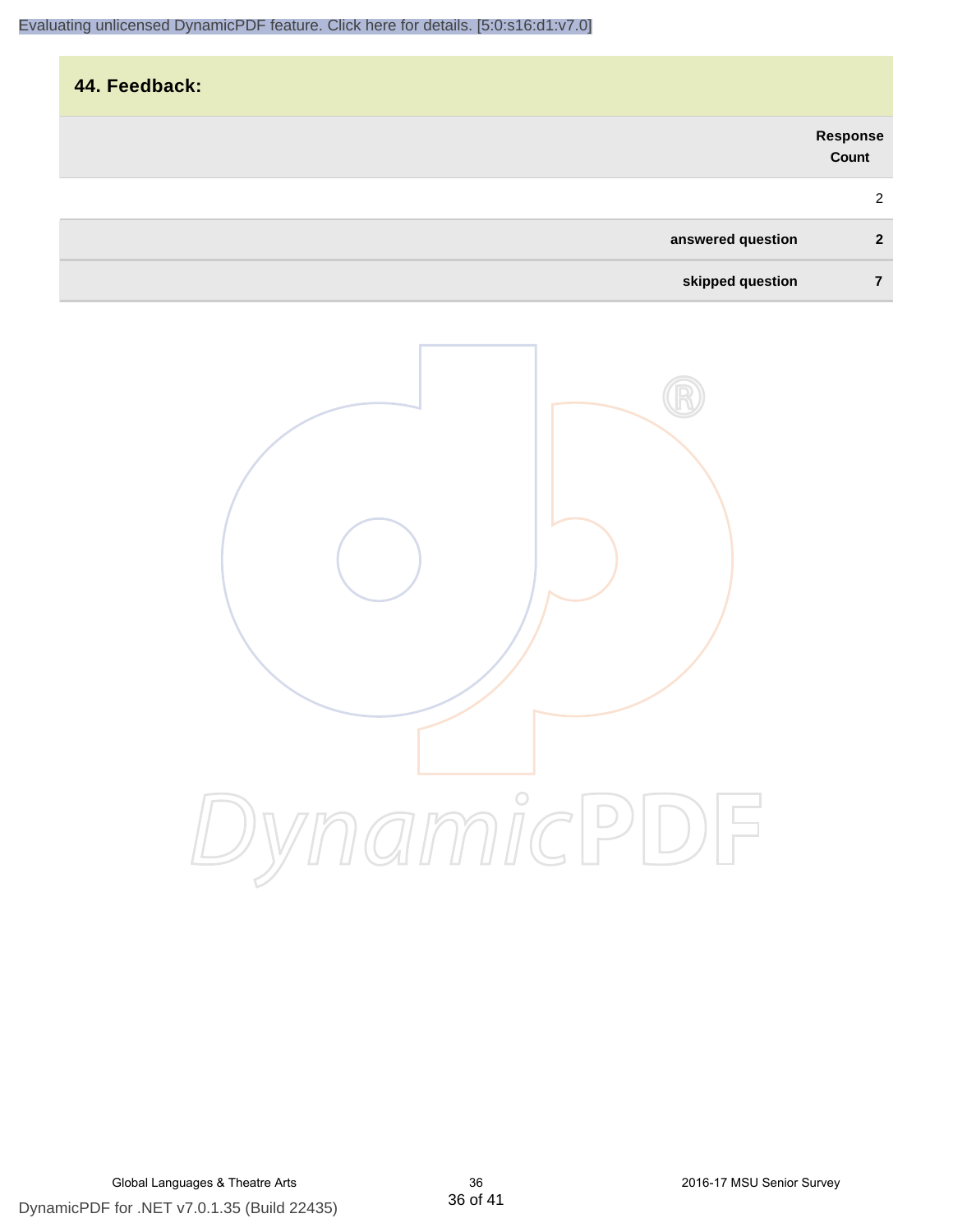## 44. Feedback:

| | Response Count |
|---|---|
| | 2 |
| **answered question** | **2** |
| **skipped question** | **7** |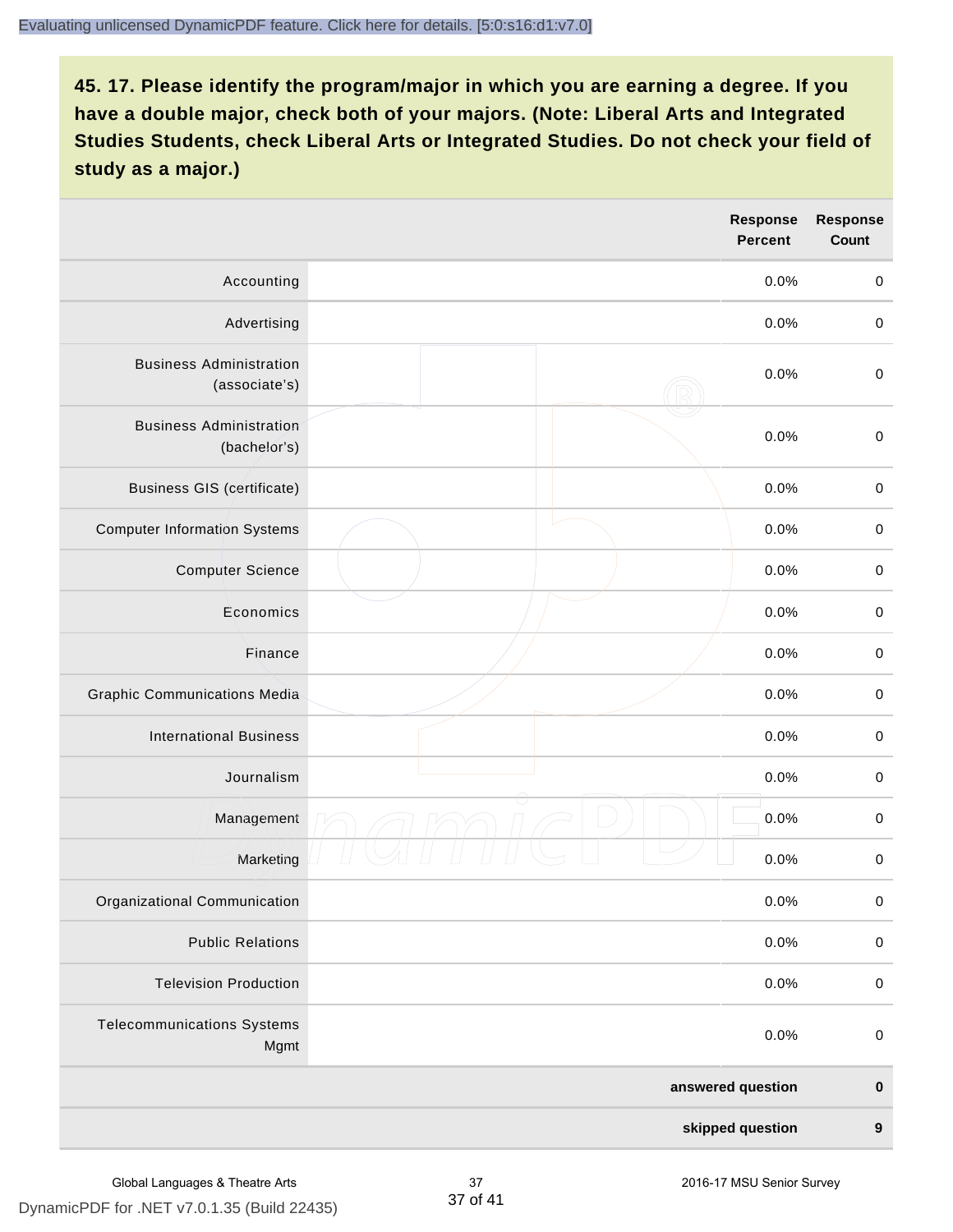## 45. 17. Please identify the program/major in which you are earning a degree. If you have a double major, check both of your majors. (Note: Liberal Arts and Integrated Studies Students, check Liberal Arts or Integrated Studies. Do not check your field of study as a major.)

| | Response Percent | Response Count |
|---|---|---|
| Accounting | 0.0% | 0 |
| Advertising | 0.0% | 0 |
| Business Administration (associate's) | 0.0% | 0 |
| Business Administration (bachelor's) | 0.0% | 0 |
| Business GIS (certificate) | 0.0% | 0 |
| Computer Information Systems | 0.0% | 0 |
| Computer Science | 0.0% | 0 |
| Economics | 0.0% | 0 |
| Finance | 0.0% | 0 |
| Graphic Communications Media | 0.0% | 0 |
| International Business | 0.0% | 0 |
| Journalism | 0.0% | 0 |
| Management | 0.0% | 0 |
| Marketing | 0.0% | 0 |
| Organizational Communication | 0.0% | 0 |
| Public Relations | 0.0% | 0 |
| Television Production | 0.0% | 0 |
| Telecommunications Systems Mgmt | 0.0% | 0 |
| | **answered question** | **0** |
| | **skipped question** | **9** |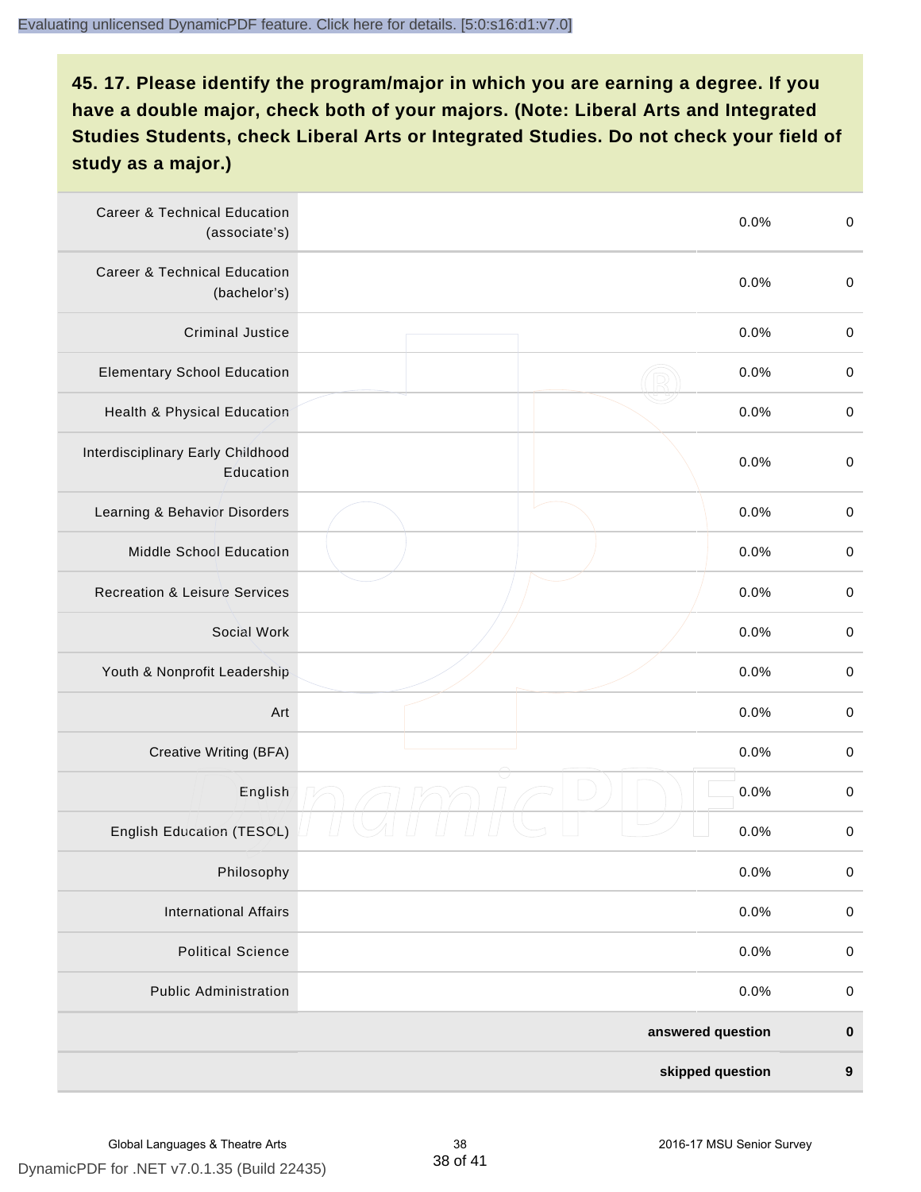## 45. 17. Please identify the program/major in which you are earning a degree. If you have a double major, check both of your majors. (Note: Liberal Arts and Integrated Studies Students, check Liberal Arts or Integrated Studies. Do not check your field of study as a major.)

| | | |
|---|---|---|
| Career & Technical Education (associate's) | 0.0% | 0 |
| Career & Technical Education (bachelor's) | 0.0% | 0 |
| Criminal Justice | 0.0% | 0 |
| Elementary School Education | 0.0% | 0 |
| Health & Physical Education | 0.0% | 0 |
| Interdisciplinary Early Childhood Education | 0.0% | 0 |
| Learning & Behavior Disorders | 0.0% | 0 |
| Middle School Education | 0.0% | 0 |
| Recreation & Leisure Services | 0.0% | 0 |
| Social Work | 0.0% | 0 |
| Youth & Nonprofit Leadership | 0.0% | 0 |
| Art | 0.0% | 0 |
| Creative Writing (BFA) | 0.0% | 0 |
| English | 0.0% | 0 |
| English Education (TESOL) | 0.0% | 0 |
| Philosophy | 0.0% | 0 |
| International Affairs | 0.0% | 0 |
| Political Science | 0.0% | 0 |
| Public Administration | 0.0% | 0 |
| | **answered question** | **0** |
| | **skipped question** | **9** |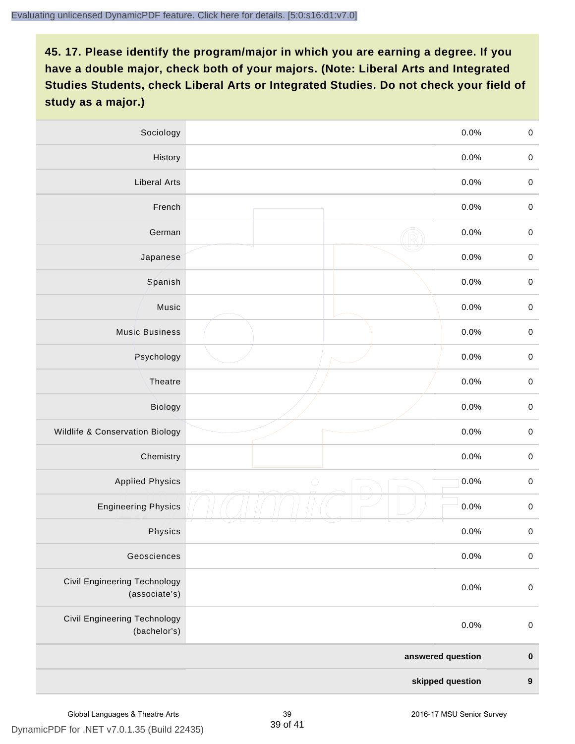## 45. 17. Please identify the program/major in which you are earning a degree. If you have a double major, check both of your majors. (Note: Liberal Arts and Integrated Studies Students, check Liberal Arts or Integrated Studies. Do not check your field of study as a major.)

| | | | |
|---|---|---|---|
| Sociology | | 0.0% | 0 |
| History | | 0.0% | 0 |
| Liberal Arts | | 0.0% | 0 |
| French | | 0.0% | 0 |
| German | | 0.0% | 0 |
| Japanese | | 0.0% | 0 |
| Spanish | | 0.0% | 0 |
| Music | | 0.0% | 0 |
| Music Business | | 0.0% | 0 |
| Psychology | | 0.0% | 0 |
| Theatre | | 0.0% | 0 |
| Biology | | 0.0% | 0 |
| Wildlife & Conservation Biology | | 0.0% | 0 |
| Chemistry | | 0.0% | 0 |
| Applied Physics | | 0.0% | 0 |
| Engineering Physics | | 0.0% | 0 |
| Physics | | 0.0% | 0 |
| Geosciences | | 0.0% | 0 |
| Civil Engineering Technology (associate's) | | 0.0% | 0 |
| Civil Engineering Technology (bachelor's) | | 0.0% | 0 |
| | | **answered question** | **0** |
| | | **skipped question** | **9** |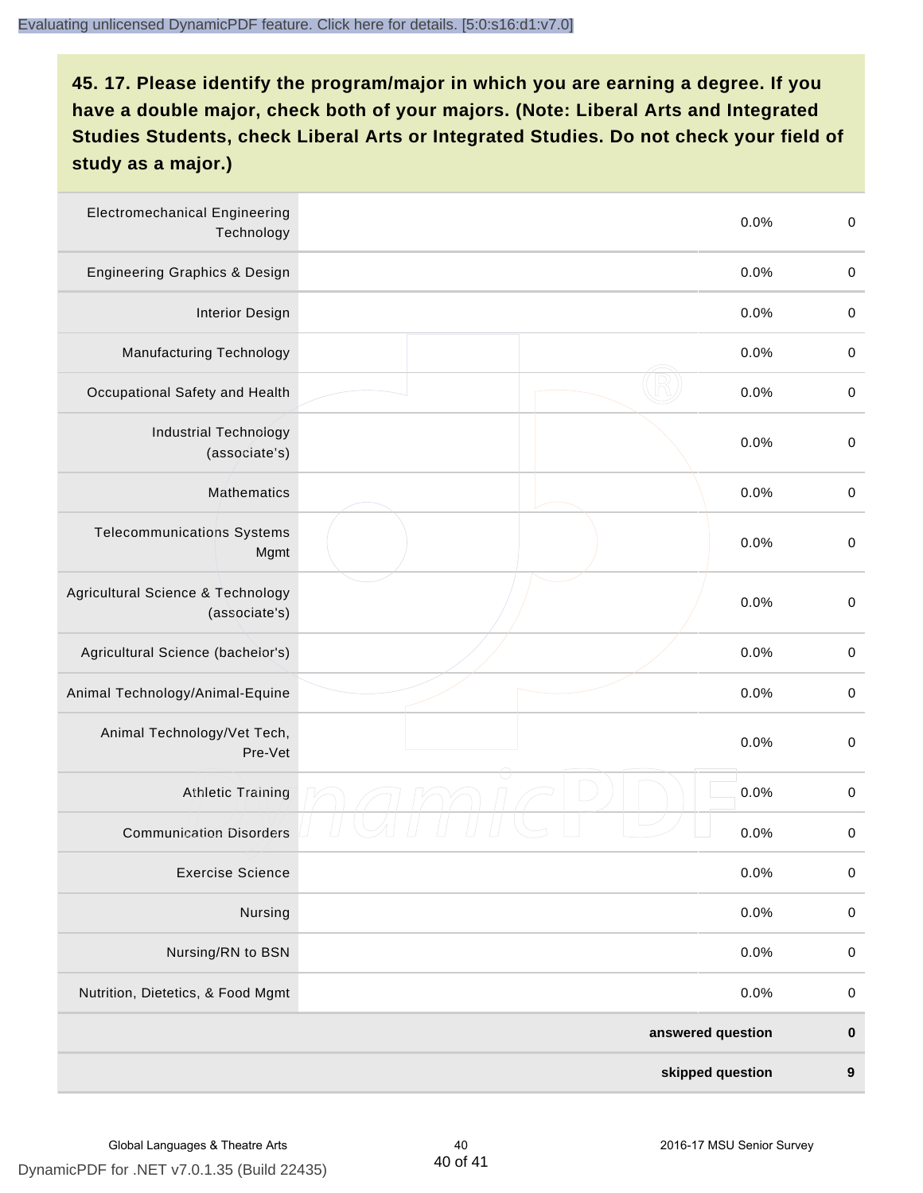## 45. 17. Please identify the program/major in which you are earning a degree. If you have a double major, check both of your majors. (Note: Liberal Arts and Integrated Studies Students, check Liberal Arts or Integrated Studies. Do not check your field of study as a major.)

| | | | |
|---|---|---|---|
| Electromechanical Engineering Technology | | 0.0% | 0 |
| Engineering Graphics & Design | | 0.0% | 0 |
| Interior Design | | 0.0% | 0 |
| Manufacturing Technology | | 0.0% | 0 |
| Occupational Safety and Health | | 0.0% | 0 |
| Industrial Technology (associate's) | | 0.0% | 0 |
| Mathematics | | 0.0% | 0 |
| Telecommunications Systems Mgmt | | 0.0% | 0 |
| Agricultural Science & Technology (associate's) | | 0.0% | 0 |
| Agricultural Science (bachelor's) | | 0.0% | 0 |
| Animal Technology/Animal-Equine | | 0.0% | 0 |
| Animal Technology/Vet Tech, Pre-Vet | | 0.0% | 0 |
| Athletic Training | | 0.0% | 0 |
| Communication Disorders | | 0.0% | 0 |
| Exercise Science | | 0.0% | 0 |
| Nursing | | 0.0% | 0 |
| Nursing/RN to BSN | | 0.0% | 0 |
| Nutrition, Dietetics, & Food Mgmt | | 0.0% | 0 |
| | | **answered question** | **0** |
| | | **skipped question** | **9** |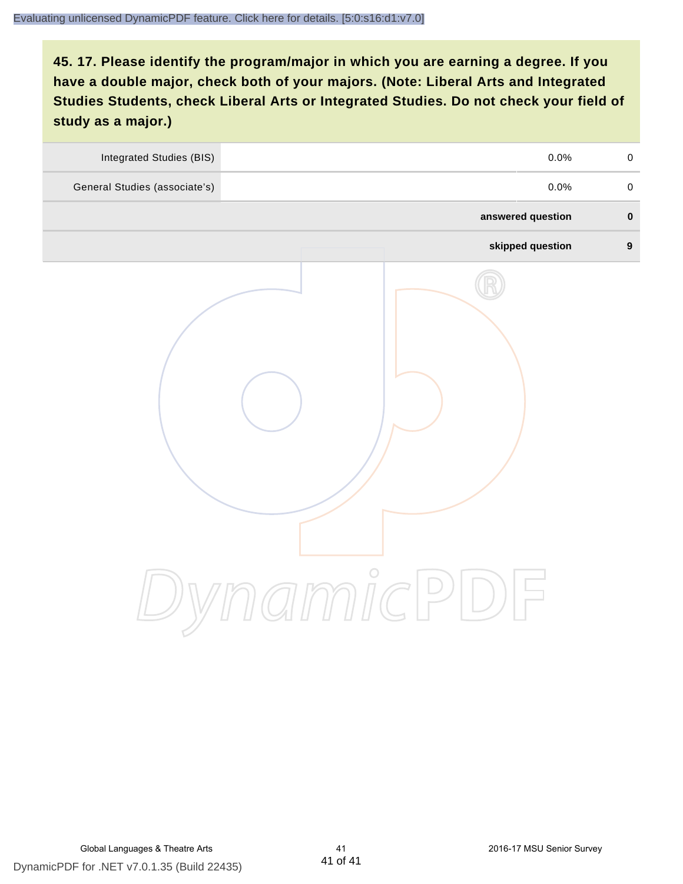### 45. 17. Please identify the program/major in which you are earning a degree. If you have a double major, check both of your majors. (Note: Liberal Arts and Integrated Studies Students, check Liberal Arts or Integrated Studies. Do not check your field of study as a major.)

| | | | |
|---|---|---|---|
| Integrated Studies (BIS) | | 0.0% | 0 |
| General Studies (associate's) | | 0.0% | 0 |
| | | **answered question** | **0** |
| | | **skipped question** | **9** |